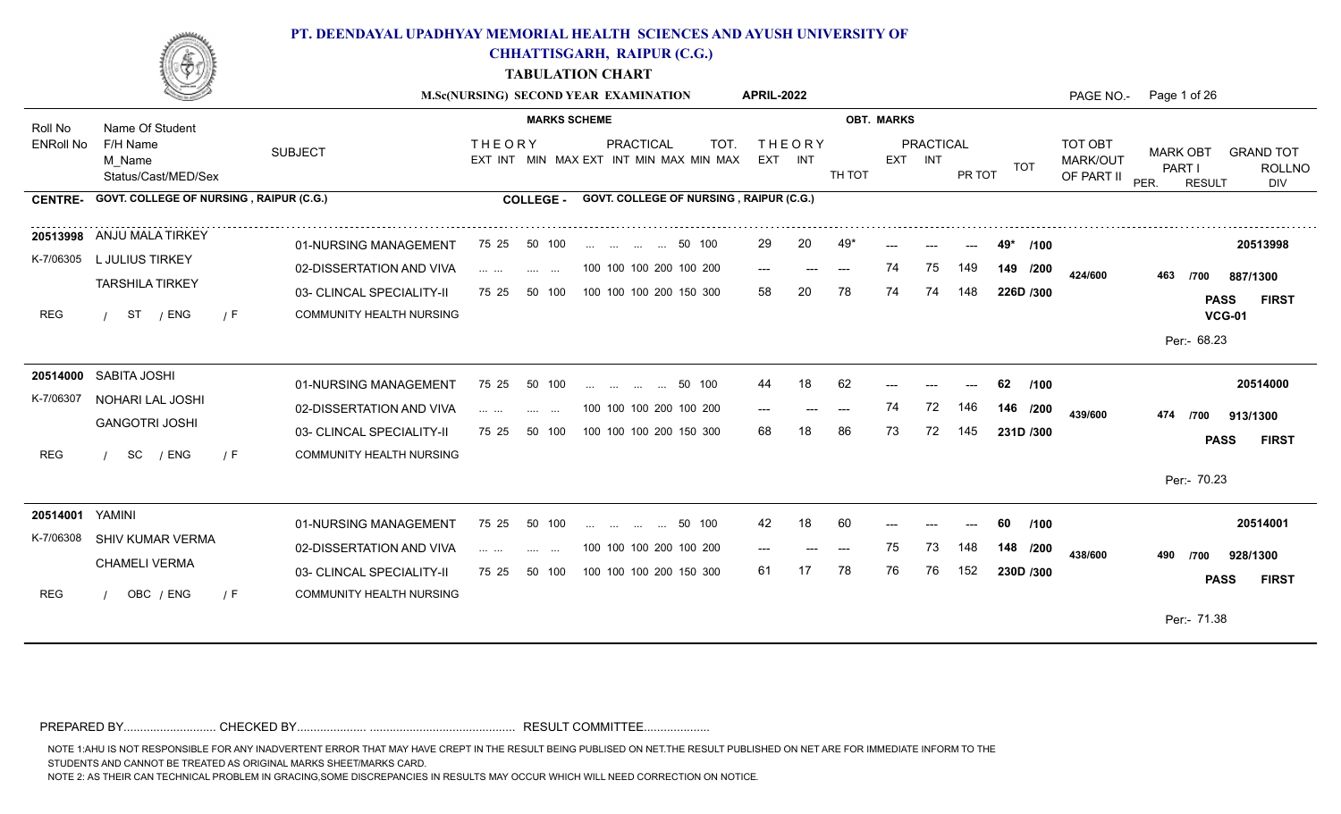# PT. DEENDAYAL UPADHYAY MEMORIAL HEALTH SCIENCES AND AYUSH UNIVERSITY OF CHHATTISGARH, RAIPUR (C.G.)

## TABULATION CHART

**M.Sc(NURSING) SECOND YEAR EXAMINATION** **APRIL-2022**

**CENTRE-** GOVT. COLLEGE OF NURSING , RAIPUR (C.G.) **COLLEGE -** GOVT. COLLEGE OF NURSING , RAIPUR (C.G.)

| Roll No / ENRoll No | Name Of Student / F/H Name / M_Name / Status/Cast/MED/Sex | SUBJECT | THEORY EXT INT | THEORY MIN MAX | PRACTICAL EXT INT MIN MAX | TOT. MIN MAX | OBT. THEORY EXT | OBT. THEORY INT | TH TOT | OBT. PRACTICAL EXT | OBT. PRACTICAL INT | PR TOT | TOT | TOT OBT MARK/OUT OF PART II | MARK OBT PART I | GRAND TOT | RESULT / PER. | ROLLNO / DIV |
|---|---|---|---|---|---|---|---|---|---|---|---|---|---|---|---|---|---|---|
| 20513998 / K-7/06305 | ANJU MALA TIRKEY / L JULIUS TIRKEY / TARSHILA TIRKEY / REG / ST / ENG / F | 01-NURSING MANAGEMENT | 75 25 | 50 100 | ... ... ... ... | 50 100 | 29 | 20 | 49* | --- | --- | --- | 49* /100 | 424/600 | 463 /700 | 887/1300 | PASS VCG-01 Per:- 68.23 | 20513998 FIRST |
| | | 02-DISSERTATION AND VIVA | ... ... | .... ... | 100 100 100 200 | 100 200 | --- | --- | --- | 74 | 75 | 149 | 149 /200 | | | | | |
| | | 03- CLINCAL SPECIALITY-II COMMUNITY HEALTH NURSING | 75 25 | 50 100 | 100 100 100 200 | 150 300 | 58 | 20 | 78 | 74 | 74 | 148 | 226D /300 | | | | | |
| 20514000 / K-7/06307 | SABITA JOSHI / NOHARI LAL JOSHI / GANGOTRI JOSHI / REG / SC / ENG / F | 01-NURSING MANAGEMENT | 75 25 | 50 100 | ... ... ... ... | 50 100 | 44 | 18 | 62 | --- | --- | --- | 62 /100 | 439/600 | 474 /700 | 913/1300 | PASS Per:- 70.23 | 20514000 FIRST |
| | | 02-DISSERTATION AND VIVA | ... ... | .... ... | 100 100 100 200 | 100 200 | --- | --- | --- | 74 | 72 | 146 | 146 /200 | | | | | |
| | | 03- CLINCAL SPECIALITY-II COMMUNITY HEALTH NURSING | 75 25 | 50 100 | 100 100 100 200 | 150 300 | 68 | 18 | 86 | 73 | 72 | 145 | 231D /300 | | | | | |
| 20514001 / K-7/06308 | YAMINI / SHIV KUMAR VERMA / CHAMELI VERMA / REG / OBC / ENG / F | 01-NURSING MANAGEMENT | 75 25 | 50 100 | ... ... ... ... | 50 100 | 42 | 18 | 60 | --- | --- | --- | 60 /100 | 438/600 | 490 /700 | 928/1300 | PASS Per:- 71.38 | 20514001 FIRST |
| | | 02-DISSERTATION AND VIVA | ... ... | .... ... | 100 100 100 200 | 100 200 | --- | --- | --- | 75 | 73 | 148 | 148 /200 | | | | | |
| | | 03- CLINCAL SPECIALITY-II COMMUNITY HEALTH NURSING | 75 25 | 50 100 | 100 100 100 200 | 150 300 | 61 | 17 | 78 | 76 | 76 | 152 | 230D /300 | | | | | |

PREPARED BY........................... CHECKED BY..................... ............................................ RESULT COMMITTEE....................

NOTE 1:AHU IS NOT RESPONSIBLE FOR ANY INADVERTENT ERROR THAT MAY HAVE CREPT IN THE RESULT BEING PUBLISED ON NET.THE RESULT PUBLISHED ON NET ARE FOR IMMEDIATE INFORM TO THE STUDENTS AND CANNOT BE TREATED AS ORIGINAL MARKS SHEET/MARKS CARD.

NOTE 2: AS THEIR CAN TECHNICAL PROBLEM IN GRACING,SOME DISCREPANCIES IN RESULTS MAY OCCUR WHICH WILL NEED CORRECTION ON NOTICE.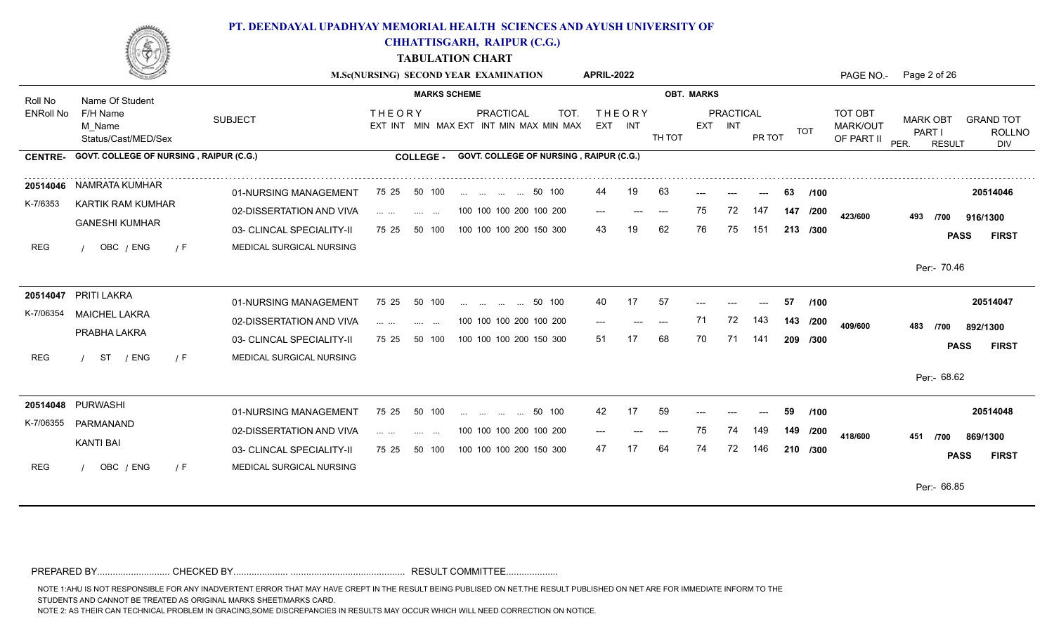# PT. DEENDAYAL UPADHYAY MEMORIAL HEALTH SCIENCES AND AYUSH UNIVERSITY OF CHHATTISGARH, RAIPUR (C.G.)

## TABULATION CHART

**M.Sc(NURSING) SECOND YEAR EXAMINATION APRIL-2022**

**CENTRE-** GOVT. COLLEGE OF NURSING , RAIPUR (C.G.) **COLLEGE -** GOVT. COLLEGE OF NURSING , RAIPUR (C.G.)

| Roll No / ENRoll No | Name Of Student / F/H Name / M_Name / Status/Cast/MED/Sex | SUBJECT | THEORY EXT INT MIN MAX | PRACTICAL EXT INT MIN MAX MIN MAX | THEORY EXT | THEORY INT | TH TOT | PRACTICAL EXT | PRACTICAL INT | PR TOT | TOT | TOT OBT MARK/OUT OF PART II | MARK OBT PART I | GRAND TOT | RESULT / DIV |
|---|---|---|---|---|---|---|---|---|---|---|---|---|---|---|---|
| 20514046 / K-7/6353 | NAMRATA KUMHAR / KARTIK RAM KUMHAR / GANESHI KUMHAR / REG / OBC / ENG / F | 01-NURSING MANAGEMENT | 75 25 50 100 | ... ... ... ... 50 100 | 44 | 19 | 63 | --- | --- | --- | 63 /100 | 423/600 | 493 /700 | 916/1300 | PASS FIRST |
| | | 02-DISSERTATION AND VIVA | ... ... .... ... | 100 100 100 200 100 200 | --- | --- | --- | 75 | 72 | 147 | 147 /200 | | | | |
| | | 03- CLINCAL SPECIALITY-II MEDICAL SURGICAL NURSING | 75 25 50 100 | 100 100 100 200 150 300 | 43 | 19 | 62 | 76 | 75 | 151 | 213 /300 | | | | Per:- 70.46 |
| 20514047 / K-7/06354 | PRITI LAKRA / MAICHEL LAKRA / PRABHA LAKRA / REG / ST / ENG / F | 01-NURSING MANAGEMENT | 75 25 50 100 | ... ... ... ... 50 100 | 40 | 17 | 57 | --- | --- | --- | 57 /100 | 409/600 | 483 /700 | 892/1300 | PASS FIRST |
| | | 02-DISSERTATION AND VIVA | ... ... .... ... | 100 100 100 200 100 200 | --- | --- | --- | 71 | 72 | 143 | 143 /200 | | | | |
| | | 03- CLINCAL SPECIALITY-II MEDICAL SURGICAL NURSING | 75 25 50 100 | 100 100 100 200 150 300 | 51 | 17 | 68 | 70 | 71 | 141 | 209 /300 | | | | Per:- 68.62 |
| 20514048 / K-7/06355 | PURWASHI / PARMANAND / KANTI BAI / REG / OBC / ENG / F | 01-NURSING MANAGEMENT | 75 25 50 100 | ... ... ... ... 50 100 | 42 | 17 | 59 | --- | --- | --- | 59 /100 | 418/600 | 451 /700 | 869/1300 | PASS FIRST |
| | | 02-DISSERTATION AND VIVA | ... ... .... ... | 100 100 100 200 100 200 | --- | --- | --- | 75 | 74 | 149 | 149 /200 | | | | |
| | | 03- CLINCAL SPECIALITY-II MEDICAL SURGICAL NURSING | 75 25 50 100 | 100 100 100 200 150 300 | 47 | 17 | 64 | 74 | 72 | 146 | 210 /300 | | | | Per:- 66.85 |

PREPARED BY............................ CHECKED BY..................... ............................................ RESULT COMMITTEE...................

NOTE 1:AHU IS NOT RESPONSIBLE FOR ANY INADVERTENT ERROR THAT MAY HAVE CREPT IN THE RESULT BEING PUBLISED ON NET.THE RESULT PUBLISHED ON NET ARE FOR IMMEDIATE INFORM TO THE STUDENTS AND CANNOT BE TREATED AS ORIGINAL MARKS SHEET/MARKS CARD.

NOTE 2: AS THEIR CAN TECHNICAL PROBLEM IN GRACING,SOME DISCREPANCIES IN RESULTS MAY OCCUR WHICH WILL NEED CORRECTION ON NOTICE.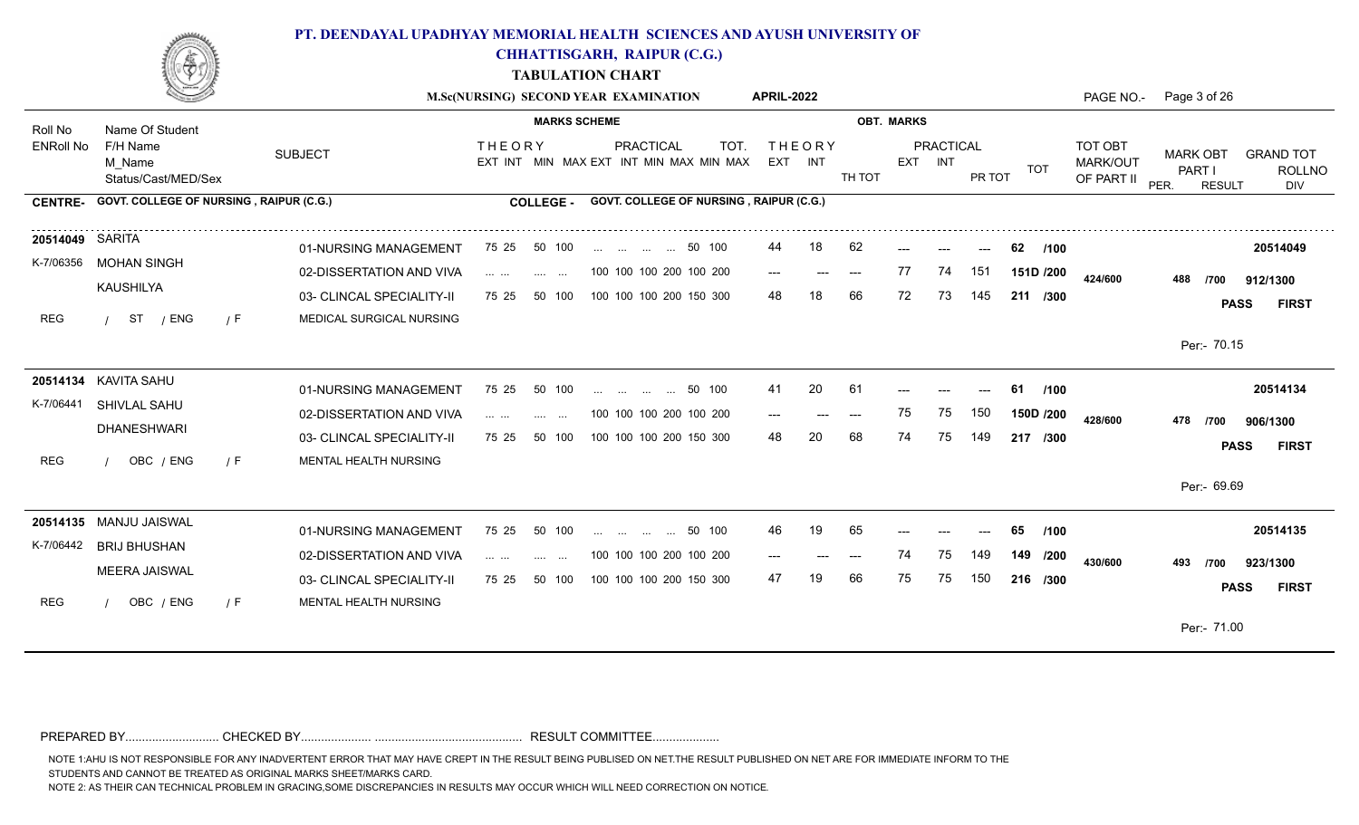# PT. DEENDAYAL UPADHYAY MEMORIAL HEALTH SCIENCES AND AYUSH UNIVERSITY OF CHHATTISGARH, RAIPUR (C.G.)

## TABULATION CHART

**M.Sc(NURSING) SECOND YEAR EXAMINATION** **APRIL-2022**

**CENTRE- GOVT. COLLEGE OF NURSING , RAIPUR (C.G.)** **COLLEGE - GOVT. COLLEGE OF NURSING , RAIPUR (C.G.)**

| Roll No / ENRoll No | Name Of Student / F/H Name / M_Name / Status/Cast/MED/Sex | SUBJECT | THEORY EXT INT | MIN MAX | PRACTICAL EXT INT MIN MAX MIN MAX | THEORY EXT | THEORY INT | TH TOT | PRACTICAL EXT | PRACTICAL INT | PR TOT | TOT | TOT OBT MARK/OUT OF PART II | MARK OBT PART I | GRAND TOT | RESULT / DIV |
|---|---|---|---|---|---|---|---|---|---|---|---|---|---|---|---|---|
| 20514049 | SARITA | 01-NURSING MANAGEMENT | 75 25 | 50 100 | ... ... ... ... 50 100 | 44 | 18 | 62 | --- | --- | --- | 62 /100 | | | | 20514049 |
| K-7/06356 | MOHAN SINGH | 02-DISSERTATION AND VIVA | ... ... | .... ... | 100 100 100 200 100 200 | --- | --- | --- | 77 | 74 | 151 | 151D /200 | 424/600 | 488 /700 | 912/1300 | |
| | KAUSHILYA | 03- CLINCAL SPECIALITY-II | 75 25 | 50 100 | 100 100 100 200 150 300 | 48 | 18 | 66 | 72 | 73 | 145 | 211 /300 | | | | PASS FIRST |
| REG | / ST / ENG / F | MEDICAL SURGICAL NURSING | | | | | | | | | | | | | | Per:- 70.15 |
| 20514134 | KAVITA SAHU | 01-NURSING MANAGEMENT | 75 25 | 50 100 | ... ... ... ... 50 100 | 41 | 20 | 61 | --- | --- | --- | 61 /100 | | | | 20514134 |
| K-7/06441 | SHIVLAL SAHU | 02-DISSERTATION AND VIVA | ... ... | .... ... | 100 100 100 200 100 200 | --- | --- | --- | 75 | 75 | 150 | 150D /200 | 428/600 | 478 /700 | 906/1300 | |
| | DHANESHWARI | 03- CLINCAL SPECIALITY-II | 75 25 | 50 100 | 100 100 100 200 150 300 | 48 | 20 | 68 | 74 | 75 | 149 | 217 /300 | | | | PASS FIRST |
| REG | / OBC / ENG / F | MENTAL HEALTH NURSING | | | | | | | | | | | | | | Per:- 69.69 |
| 20514135 | MANJU JAISWAL | 01-NURSING MANAGEMENT | 75 25 | 50 100 | ... ... ... ... 50 100 | 46 | 19 | 65 | --- | --- | --- | 65 /100 | | | | 20514135 |
| K-7/06442 | BRIJ BHUSHAN | 02-DISSERTATION AND VIVA | ... ... | .... ... | 100 100 100 200 100 200 | --- | --- | --- | 74 | 75 | 149 | 149 /200 | 430/600 | 493 /700 | 923/1300 | |
| | MEERA JAISWAL | 03- CLINCAL SPECIALITY-II | 75 25 | 50 100 | 100 100 100 200 150 300 | 47 | 19 | 66 | 75 | 75 | 150 | 216 /300 | | | | PASS FIRST |
| REG | / OBC / ENG / F | MENTAL HEALTH NURSING | | | | | | | | | | | | | | Per:- 71.00 |

PREPARED BY.......................... CHECKED BY.................... ........................................... RESULT COMMITTEE...................

NOTE 1:AHU IS NOT RESPONSIBLE FOR ANY INADVERTENT ERROR THAT MAY HAVE CREPT IN THE RESULT BEING PUBLISED ON NET.THE RESULT PUBLISHED ON NET ARE FOR IMMEDIATE INFORM TO THE STUDENTS AND CANNOT BE TREATED AS ORIGINAL MARKS SHEET/MARKS CARD.

NOTE 2: AS THEIR CAN TECHNICAL PROBLEM IN GRACING,SOME DISCREPANCIES IN RESULTS MAY OCCUR WHICH WILL NEED CORRECTION ON NOTICE.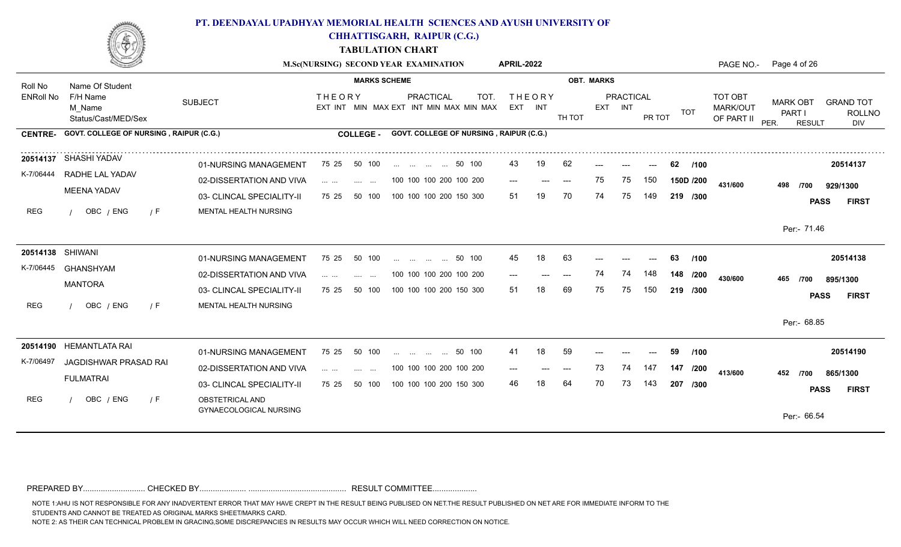# PT. DEENDAYAL UPADHYAY MEMORIAL HEALTH SCIENCES AND AYUSH UNIVERSITY OF CHHATTISGARH, RAIPUR (C.G.)

## TABULATION CHART

**M.Sc(NURSING) SECOND YEAR EXAMINATION** APRIL-2022

**CENTRE-** GOVT. COLLEGE OF NURSING , RAIPUR (C.G.) **COLLEGE -** GOVT. COLLEGE OF NURSING , RAIPUR (C.G.)

| Roll No / ENRoll No | Name Of Student / F/H Name / M_Name / Status/Cast/MED/Sex | SUBJECT | THEORY EXT INT MIN MAX | PRACTICAL EXT INT MIN MAX MIN MAX | THEORY EXT | THEORY INT | TH TOT | PRACTICAL EXT | PRACTICAL INT | PR TOT | TOT | TOT OBT MARK/OUT OF PART II | MARK OBT PART I | GRAND TOT | RESULT / DIV |
|---|---|---|---|---|---|---|---|---|---|---|---|---|---|---|---|
| 20514137 | SHASHI YADAV | 01-NURSING MANAGEMENT | 75 25 50 100 | ... ... ... ... 50 100 | 43 | 19 | 62 | --- | --- | --- | 62 /100 | 431/600 | 498 /700 | 929/1300 | PASS FIRST |
| K-7/06444 | RADHE LAL YADAV | 02-DISSERTATION AND VIVA | ... ... .... ... | 100 100 100 200 100 200 | --- | --- | --- | 75 | 75 | 150 | 150D /200 | | | | |
| | MEENA YADAV | 03- CLINCAL SPECIALITY-II | 75 25 50 100 | 100 100 100 200 150 300 | 51 | 19 | 70 | 74 | 75 | 149 | 219 /300 | | | | |
| REG | / OBC / ENG / F | MENTAL HEALTH NURSING | | | | | | | | | | | | | Per:- 71.46 |
| 20514138 | SHIWANI | 01-NURSING MANAGEMENT | 75 25 50 100 | ... ... ... ... 50 100 | 45 | 18 | 63 | --- | --- | --- | 63 /100 | 430/600 | 465 /700 | 895/1300 | PASS FIRST |
| K-7/06445 | GHANSHYAM | 02-DISSERTATION AND VIVA | ... ... .... ... | 100 100 100 200 100 200 | --- | --- | --- | 74 | 74 | 148 | 148 /200 | | | | |
| | MANTORA | 03- CLINCAL SPECIALITY-II | 75 25 50 100 | 100 100 100 200 150 300 | 51 | 18 | 69 | 75 | 75 | 150 | 219 /300 | | | | |
| REG | / OBC / ENG / F | MENTAL HEALTH NURSING | | | | | | | | | | | | | Per:- 68.85 |
| 20514190 | HEMANTLATA RAI | 01-NURSING MANAGEMENT | 75 25 50 100 | ... ... ... ... 50 100 | 41 | 18 | 59 | --- | --- | --- | 59 /100 | 413/600 | 452 /700 | 865/1300 | PASS FIRST |
| K-7/06497 | JAGDISHWAR PRASAD RAI | 02-DISSERTATION AND VIVA | ... ... .... ... | 100 100 100 200 100 200 | --- | --- | --- | 73 | 74 | 147 | 147 /200 | | | | |
| | FULMATRAI | 03- CLINCAL SPECIALITY-II | 75 25 50 100 | 100 100 100 200 150 300 | 46 | 18 | 64 | 70 | 73 | 143 | 207 /300 | | | | |
| REG | / OBC / ENG / F | OBSTETRICAL AND GYNAECOLOGICAL NURSING | | | | | | | | | | | | | Per:- 66.54 |

PREPARED BY............................ CHECKED BY..................... ............................................ RESULT COMMITTEE....................

NOTE 1:AHU IS NOT RESPONSIBLE FOR ANY INADVERTENT ERROR THAT MAY HAVE CREPT IN THE RESULT BEING PUBLISED ON NET.THE RESULT PUBLISHED ON NET ARE FOR IMMEDIATE INFORM TO THE STUDENTS AND CANNOT BE TREATED AS ORIGINAL MARKS SHEET/MARKS CARD.

NOTE 2: AS THEIR CAN TECHNICAL PROBLEM IN GRACING,SOME DISCREPANCIES IN RESULTS MAY OCCUR WHICH WILL NEED CORRECTION ON NOTICE.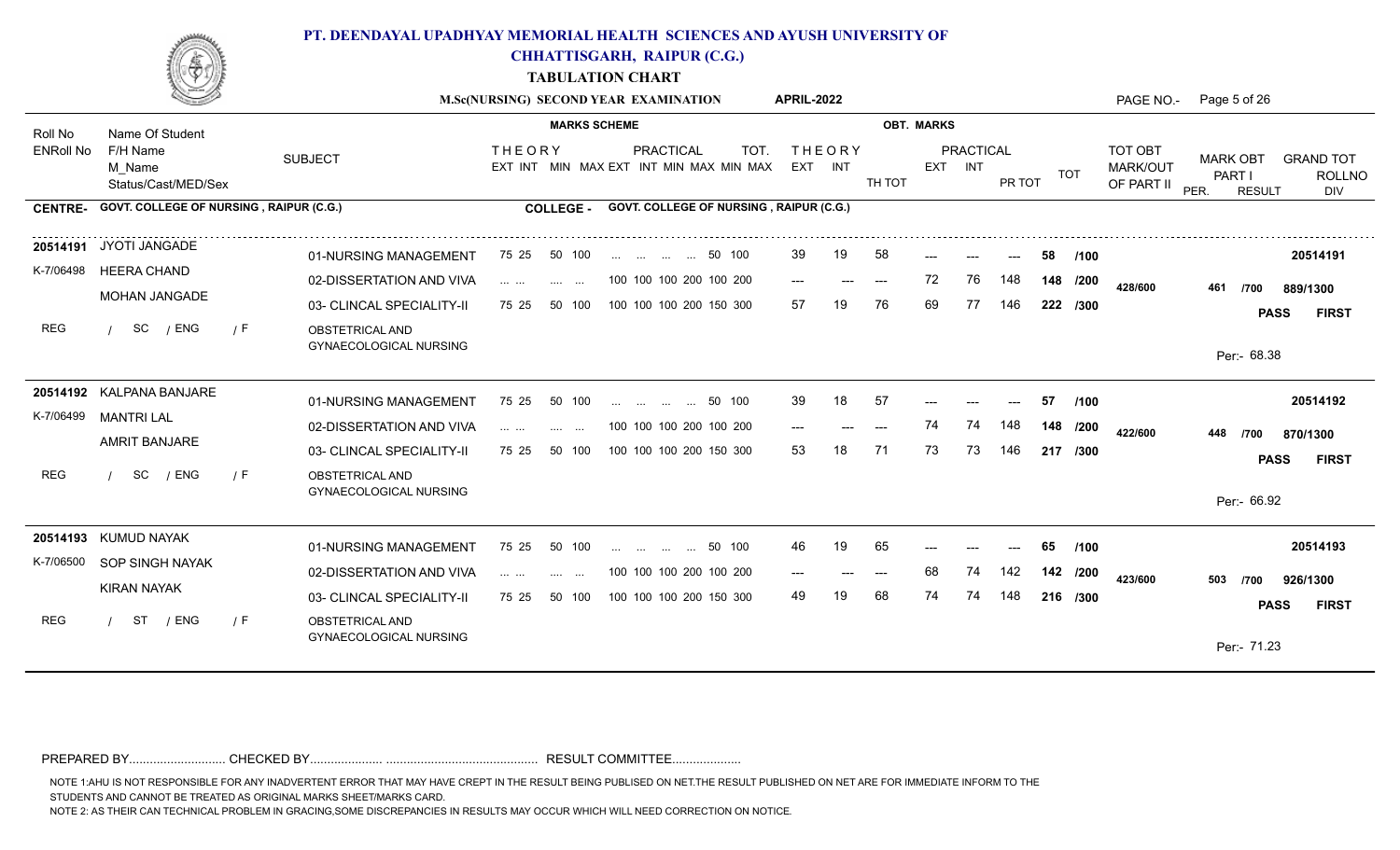## PT. DEENDAYAL UPADHYAY MEMORIAL HEALTH SCIENCES AND AYUSH UNIVERSITY OF CHHATTISGARH, RAIPUR (C.G.)

### TABULATION CHART

**M.Sc(NURSING) SECOND YEAR EXAMINATION APRIL-2022**

PAGE NO.- Page 5 of 26

**CENTRE- GOVT. COLLEGE OF NURSING , RAIPUR (C.G.)** | **COLLEGE - GOVT. COLLEGE OF NURSING , RAIPUR (C.G.)**

| Roll No / ENRoll No | Name Of Student / F/H Name / M_Name / Status/Cast/MED/Sex | SUBJECT | THEORY EXT INT | THEORY MIN MAX | PRACTICAL EXT INT MIN MAX | TOT. MIN MAX | OBT. THEORY EXT | OBT. THEORY INT | TH TOT | PRACTICAL EXT | PRACTICAL INT | PR TOT | TOT | TOT OBT MARK/OUT OF PART II | MARK OBT PART I | GRAND TOT | RESULT / DIV |
|---|---|---|---|---|---|---|---|---|---|---|---|---|---|---|---|---|---|
| 20514191 / K-7/06498 | JYOTI JANGADE / HEERA CHAND / MOHAN JANGADE / REG / SC / ENG / F | 01-NURSING MANAGEMENT | 75 25 | 50 100 | ... ... ... ... | 50 100 | 39 | 19 | 58 | --- | --- | --- | 58 /100 | 428/600 | 461 /700 | 889/1300 | 20514191 PASS FIRST Per:- 68.38 |
| | | 02-DISSERTATION AND VIVA | ... ... | ... ... | 100 100 100 200 | 100 200 | --- | --- | --- | 72 | 76 | 148 | 148 /200 | | | | |
| | | 03- CLINCAL SPECIALITY-II OBSTETRICAL AND GYNAECOLOGICAL NURSING | 75 25 | 50 100 | 100 100 100 200 | 150 300 | 57 | 19 | 76 | 69 | 77 | 146 | 222 /300 | | | | |
| 20514192 / K-7/06499 | KALPANA BANJARE / MANTRI LAL / AMRIT BANJARE / REG / SC / ENG / F | 01-NURSING MANAGEMENT | 75 25 | 50 100 | ... ... ... ... | 50 100 | 39 | 18 | 57 | --- | --- | --- | 57 /100 | 422/600 | 448 /700 | 870/1300 | 20514192 PASS FIRST Per:- 66.92 |
| | | 02-DISSERTATION AND VIVA | ... ... | ... ... | 100 100 100 200 | 100 200 | --- | --- | --- | 74 | 74 | 148 | 148 /200 | | | | |
| | | 03- CLINCAL SPECIALITY-II OBSTETRICAL AND GYNAECOLOGICAL NURSING | 75 25 | 50 100 | 100 100 100 200 | 150 300 | 53 | 18 | 71 | 73 | 73 | 146 | 217 /300 | | | | |
| 20514193 / K-7/06500 | KUMUD NAYAK / SOP SINGH NAYAK / KIRAN NAYAK / REG / ST / ENG / F | 01-NURSING MANAGEMENT | 75 25 | 50 100 | ... ... ... ... | 50 100 | 46 | 19 | 65 | --- | --- | --- | 65 /100 | 423/600 | 503 /700 | 926/1300 | 20514193 PASS FIRST Per:- 71.23 |
| | | 02-DISSERTATION AND VIVA | ... ... | ... ... | 100 100 100 200 | 100 200 | --- | --- | --- | 68 | 74 | 142 | 142 /200 | | | | |
| | | 03- CLINCAL SPECIALITY-II OBSTETRICAL AND GYNAECOLOGICAL NURSING | 75 25 | 50 100 | 100 100 100 200 | 150 300 | 49 | 19 | 68 | 74 | 74 | 148 | 216 /300 | | | | |

PREPARED BY........................... CHECKED BY..................... ........................................... RESULT COMMITTEE...................

NOTE 1:AHU IS NOT RESPONSIBLE FOR ANY INADVERTENT ERROR THAT MAY HAVE CREPT IN THE RESULT BEING PUBLISED ON NET.THE RESULT PUBLISHED ON NET ARE FOR IMMEDIATE INFORM TO THE STUDENTS AND CANNOT BE TREATED AS ORIGINAL MARKS SHEET/MARKS CARD.

NOTE 2: AS THEIR CAN TECHNICAL PROBLEM IN GRACING,SOME DISCREPANCIES IN RESULTS MAY OCCUR WHICH WILL NEED CORRECTION ON NOTICE.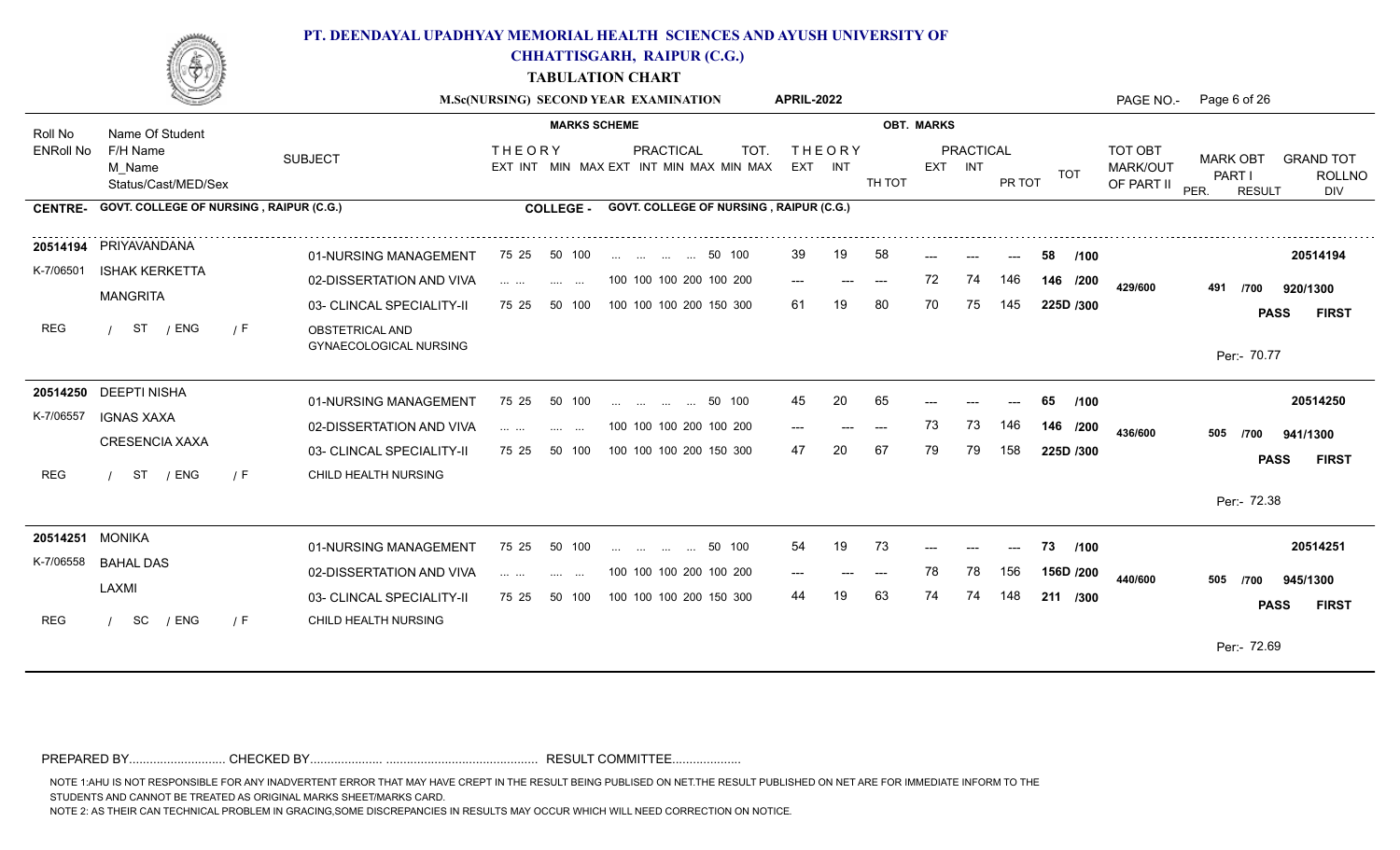# PT. DEENDAYAL UPADHYAY MEMORIAL HEALTH SCIENCES AND AYUSH UNIVERSITY OF CHHATTISGARH, RAIPUR (C.G.)

## TABULATION CHART

**M.Sc(NURSING) SECOND YEAR EXAMINATION** **APRIL-2022**

**CENTRE-** GOVT. COLLEGE OF NURSING , RAIPUR (C.G.) **COLLEGE -** GOVT. COLLEGE OF NURSING , RAIPUR (C.G.)

| Roll No / ENRoll No | Name Of Student / F/H Name / M_Name / Status/Cast/MED/Sex | SUBJECT | THEORY EXT INT MIN MAX | PRACTICAL EXT INT MIN MAX MIN MAX | TOT. | THEORY EXT | THEORY INT | TH TOT | PRACTICAL EXT | PRACTICAL INT | PR TOT | TOT | TOT OBT MARK/OUT OF PART II | MARK OBT PART I / PER. | GRAND TOT / RESULT | ROLLNO / DIV |
|---|---|---|---|---|---|---|---|---|---|---|---|---|---|---|---|---|
| 20514194 | PRIYAVANDANA | 01-NURSING MANAGEMENT | 75 25 50 100 | ... ... ... ... 50 100 | | 39 | 19 | 58 | --- | --- | --- | 58 /100 | | | | 20514194 |
| K-7/06501 | ISHAK KERKETTA | 02-DISSERTATION AND VIVA | ... ... .... ... | 100 100 100 200 100 200 | | --- | --- | --- | 72 | 74 | 146 | 146 /200 | 429/600 | 491 /700 | 920/1300 | |
| | MANGRITA | 03- CLINCAL SPECIALITY-II | 75 25 50 100 | 100 100 100 200 150 300 | | 61 | 19 | 80 | 70 | 75 | 145 | 225D /300 | | | PASS | FIRST |
| REG | / ST / ENG / F | OBSTETRICAL AND GYNAECOLOGICAL NURSING | | | | | | | | | | | | Per:- 70.77 | | |
| 20514250 | DEEPTI NISHA | 01-NURSING MANAGEMENT | 75 25 50 100 | ... ... ... ... 50 100 | | 45 | 20 | 65 | --- | --- | --- | 65 /100 | | | | 20514250 |
| K-7/06557 | IGNAS XAXA | 02-DISSERTATION AND VIVA | ... ... .... ... | 100 100 100 200 100 200 | | --- | --- | --- | 73 | 73 | 146 | 146 /200 | 436/600 | 505 /700 | 941/1300 | |
| | CRESENCIA XAXA | 03- CLINCAL SPECIALITY-II | 75 25 50 100 | 100 100 100 200 150 300 | | 47 | 20 | 67 | 79 | 79 | 158 | 225D /300 | | | PASS | FIRST |
| REG | / ST / ENG / F | CHILD HEALTH NURSING | | | | | | | | | | | | Per:- 72.38 | | |
| 20514251 | MONIKA | 01-NURSING MANAGEMENT | 75 25 50 100 | ... ... ... ... 50 100 | | 54 | 19 | 73 | --- | --- | --- | 73 /100 | | | | 20514251 |
| K-7/06558 | BAHAL DAS | 02-DISSERTATION AND VIVA | ... ... .... ... | 100 100 100 200 100 200 | | --- | --- | --- | 78 | 78 | 156 | 156D /200 | 440/600 | 505 /700 | 945/1300 | |
| | LAXMI | 03- CLINCAL SPECIALITY-II | 75 25 50 100 | 100 100 100 200 150 300 | | 44 | 19 | 63 | 74 | 74 | 148 | 211 /300 | | | PASS | FIRST |
| REG | / SC / ENG / F | CHILD HEALTH NURSING | | | | | | | | | | | | Per:- 72.69 | | |

PREPARED BY.......................... CHECKED BY.................... ........................................... RESULT COMMITTEE...................

NOTE 1:AHU IS NOT RESPONSIBLE FOR ANY INADVERTENT ERROR THAT MAY HAVE CREPT IN THE RESULT BEING PUBLISED ON NET.THE RESULT PUBLISHED ON NET ARE FOR IMMEDIATE INFORM TO THE STUDENTS AND CANNOT BE TREATED AS ORIGINAL MARKS SHEET/MARKS CARD.
NOTE 2: AS THEIR CAN TECHNICAL PROBLEM IN GRACING,SOME DISCREPANCIES IN RESULTS MAY OCCUR WHICH WILL NEED CORRECTION ON NOTICE.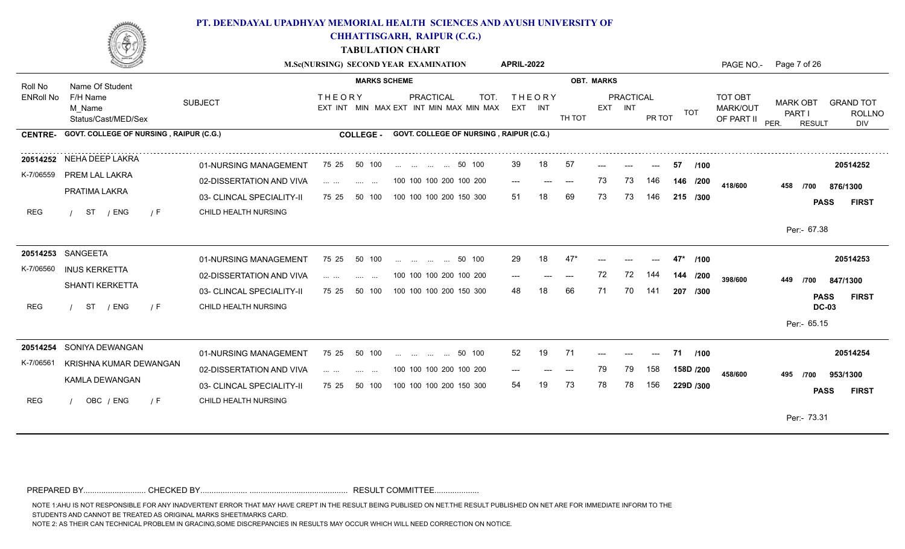# PT. DEENDAYAL UPADHYAY MEMORIAL HEALTH SCIENCES AND AYUSH UNIVERSITY OF CHHATTISGARH, RAIPUR (C.G.)

## TABULATION CHART

**M.Sc(NURSING) SECOND YEAR EXAMINATION** **APRIL-2022**

**CENTRE-** GOVT. COLLEGE OF NURSING , RAIPUR (C.G.) **COLLEGE -** GOVT. COLLEGE OF NURSING , RAIPUR (C.G.)

| Roll No / ENRoll No | Name Of Student / F/H Name / M_Name / Status/Cast/MED/Sex | SUBJECT | THEORY EXT INT MIN MAX | PRACTICAL EXT INT MIN MAX MIN MAX | THEORY EXT | THEORY INT | TH TOT | PRACTICAL EXT | PRACTICAL INT | PR TOT | TOT | TOT OBT MARK/OUT OF PART II | MARK OBT PART I | GRAND TOT | RESULT / DIV |
|---|---|---|---|---|---|---|---|---|---|---|---|---|---|---|---|
| 20514252 | NEHA DEEP LAKRA | 01-NURSING MANAGEMENT | 75 25 50 100 | ... ... ... ... 50 100 | 39 | 18 | 57 | --- | --- | --- | 57 /100 | | | | 20514252 |
| K-7/06559 | PREM LAL LAKRA | 02-DISSERTATION AND VIVA | ... ... .... ... | 100 100 100 200 100 200 | --- | --- | --- | 73 | 73 | 146 | 146 /200 | 418/600 | 458 /700 | 876/1300 | |
| | PRATIMA LAKRA | 03- CLINCAL SPECIALITY-II | 75 25 50 100 | 100 100 100 200 150 300 | 51 | 18 | 69 | 73 | 73 | 146 | 215 /300 | | | | PASS FIRST |
| REG | / ST / ENG / F | CHILD HEALTH NURSING | | | | | | | | | | | | | Per:- 67.38 |
| 20514253 | SANGEETA | 01-NURSING MANAGEMENT | 75 25 50 100 | ... ... ... ... 50 100 | 29 | 18 | 47* | --- | --- | --- | 47* /100 | | | | 20514253 |
| K-7/06560 | INUS KERKETTA | 02-DISSERTATION AND VIVA | ... ... .... ... | 100 100 100 200 100 200 | --- | --- | --- | 72 | 72 | 144 | 144 /200 | 398/600 | 449 /700 | 847/1300 | |
| | SHANTI KERKETTA | 03- CLINCAL SPECIALITY-II | 75 25 50 100 | 100 100 100 200 150 300 | 48 | 18 | 66 | 71 | 70 | 141 | 207 /300 | | | | PASS FIRST |
| REG | / ST / ENG / F | CHILD HEALTH NURSING | | | | | | | | | | | | | DC-03 Per:- 65.15 |
| 20514254 | SONIYA DEWANGAN | 01-NURSING MANAGEMENT | 75 25 50 100 | ... ... ... ... 50 100 | 52 | 19 | 71 | --- | --- | --- | 71 /100 | | | | 20514254 |
| K-7/06561 | KRISHNA KUMAR DEWANGAN | 02-DISSERTATION AND VIVA | ... ... .... ... | 100 100 100 200 100 200 | --- | --- | --- | 79 | 79 | 158 | 158D /200 | 458/600 | 495 /700 | 953/1300 | |
| | KAMLA DEWANGAN | 03- CLINCAL SPECIALITY-II | 75 25 50 100 | 100 100 100 200 150 300 | 54 | 19 | 73 | 78 | 78 | 156 | 229D /300 | | | | PASS FIRST |
| REG | / OBC / ENG / F | CHILD HEALTH NURSING | | | | | | | | | | | | | Per:- 73.31 |

PREPARED BY........................... CHECKED BY..................... ........................................... RESULT COMMITTEE...................

NOTE 1:AHU IS NOT RESPONSIBLE FOR ANY INADVERTENT ERROR THAT MAY HAVE CREPT IN THE RESULT BEING PUBLISED ON NET.THE RESULT PUBLISHED ON NET ARE FOR IMMEDIATE INFORM TO THE STUDENTS AND CANNOT BE TREATED AS ORIGINAL MARKS SHEET/MARKS CARD.

NOTE 2: AS THEIR CAN TECHNICAL PROBLEM IN GRACING,SOME DISCREPANCIES IN RESULTS MAY OCCUR WHICH WILL NEED CORRECTION ON NOTICE.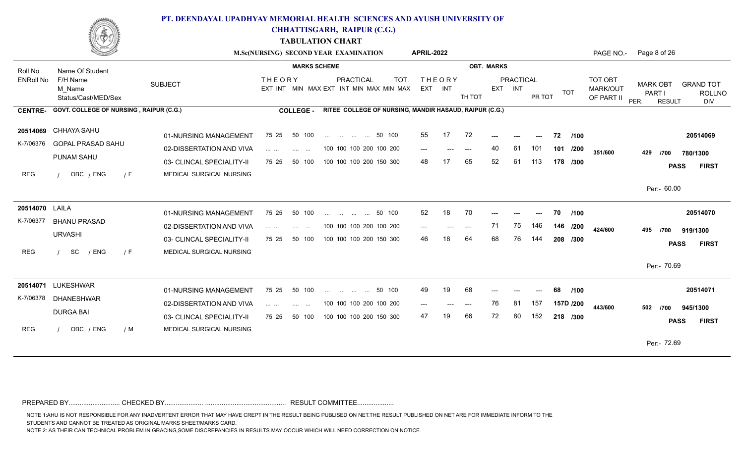# PT. DEENDAYAL UPADHYAY MEMORIAL HEALTH SCIENCES AND AYUSH UNIVERSITY OF CHHATTISGARH, RAIPUR (C.G.)

## TABULATION CHART

**M.Sc(NURSING) SECOND YEAR EXAMINATION** — **APRIL-2022**

**CENTRE-** GOVT. COLLEGE OF NURSING , RAIPUR (C.G.) — **COLLEGE -** RITEE COLLEGE OF NURSING, MANDIR HASAUD, RAIPUR (C.G.)

| Roll No / ENRoll No | Name Of Student / F/H Name / M_Name / Status/Cast/MED/Sex | SUBJECT | THEORY EXT INT MIN MAX | PRACTICAL EXT INT MIN MAX MIN MAX | TOT. | THEORY EXT | THEORY INT | TH TOT | PRACTICAL EXT | PRACTICAL INT | PR TOT | TOT | TOT OBT MARK/OUT OF PART II | MARK OBT PART I | GRAND TOT | RESULT / DIV |
|---|---|---|---|---|---|---|---|---|---|---|---|---|---|---|---|---|
| 20514069 / K-7/06376 | CHHAYA SAHU / GOPAL PRASAD SAHU / PUNAM SAHU / REG / OBC / ENG / F | 01-NURSING MANAGEMENT | 75 25 50 100 | ... ... ... ... | 50 100 | 55 | 17 | 72 | --- | --- | --- | 72 /100 | 351/600 | 429 /700 | 780/1300 | PASS FIRST |
| | | 02-DISSERTATION AND VIVA | ... ... .... ... | 100 100 100 200 | 100 200 | --- | --- | --- | 40 | 61 | 101 | 101 /200 | | | | |
| | | 03- CLINCAL SPECIALITY-II MEDICAL SURGICAL NURSING | 75 25 50 100 | 100 100 100 200 | 150 300 | 48 | 17 | 65 | 52 | 61 | 113 | 178 /300 | | | Per:- 60.00 | |
| 20514070 / K-7/06377 | LAILA / BHANU PRASAD / URVASHI / REG / SC / ENG / F | 01-NURSING MANAGEMENT | 75 25 50 100 | ... ... ... ... | 50 100 | 52 | 18 | 70 | --- | --- | --- | 70 /100 | 424/600 | 495 /700 | 919/1300 | PASS FIRST |
| | | 02-DISSERTATION AND VIVA | ... ... .... ... | 100 100 100 200 | 100 200 | --- | --- | --- | 71 | 75 | 146 | 146 /200 | | | | |
| | | 03- CLINCAL SPECIALITY-II MEDICAL SURGICAL NURSING | 75 25 50 100 | 100 100 100 200 | 150 300 | 46 | 18 | 64 | 68 | 76 | 144 | 208 /300 | | | Per:- 70.69 | |
| 20514071 / K-7/06378 | LUKESHWAR / DHANESHWAR / DURGA BAI / REG / OBC / ENG / M | 01-NURSING MANAGEMENT | 75 25 50 100 | ... ... ... ... | 50 100 | 49 | 19 | 68 | --- | --- | --- | 68 /100 | 443/600 | 502 /700 | 945/1300 | PASS FIRST |
| | | 02-DISSERTATION AND VIVA | ... ... .... ... | 100 100 100 200 | 100 200 | --- | --- | --- | 76 | 81 | 157 | 157D /200 | | | | |
| | | 03- CLINCAL SPECIALITY-II MEDICAL SURGICAL NURSING | 75 25 50 100 | 100 100 100 200 | 150 300 | 47 | 19 | 66 | 72 | 80 | 152 | 218 /300 | | | Per:- 72.69 | |

PREPARED BY............................ CHECKED BY..................... ............................................ RESULT COMMITTEE....................

NOTE 1:AHU IS NOT RESPONSIBLE FOR ANY INADVERTENT ERROR THAT MAY HAVE CREPT IN THE RESULT BEING PUBLISED ON NET.THE RESULT PUBLISHED ON NET ARE FOR IMMEDIATE INFORM TO THE STUDENTS AND CANNOT BE TREATED AS ORIGINAL MARKS SHEET/MARKS CARD.

NOTE 2: AS THEIR CAN TECHNICAL PROBLEM IN GRACING,SOME DISCREPANCIES IN RESULTS MAY OCCUR WHICH WILL NEED CORRECTION ON NOTICE.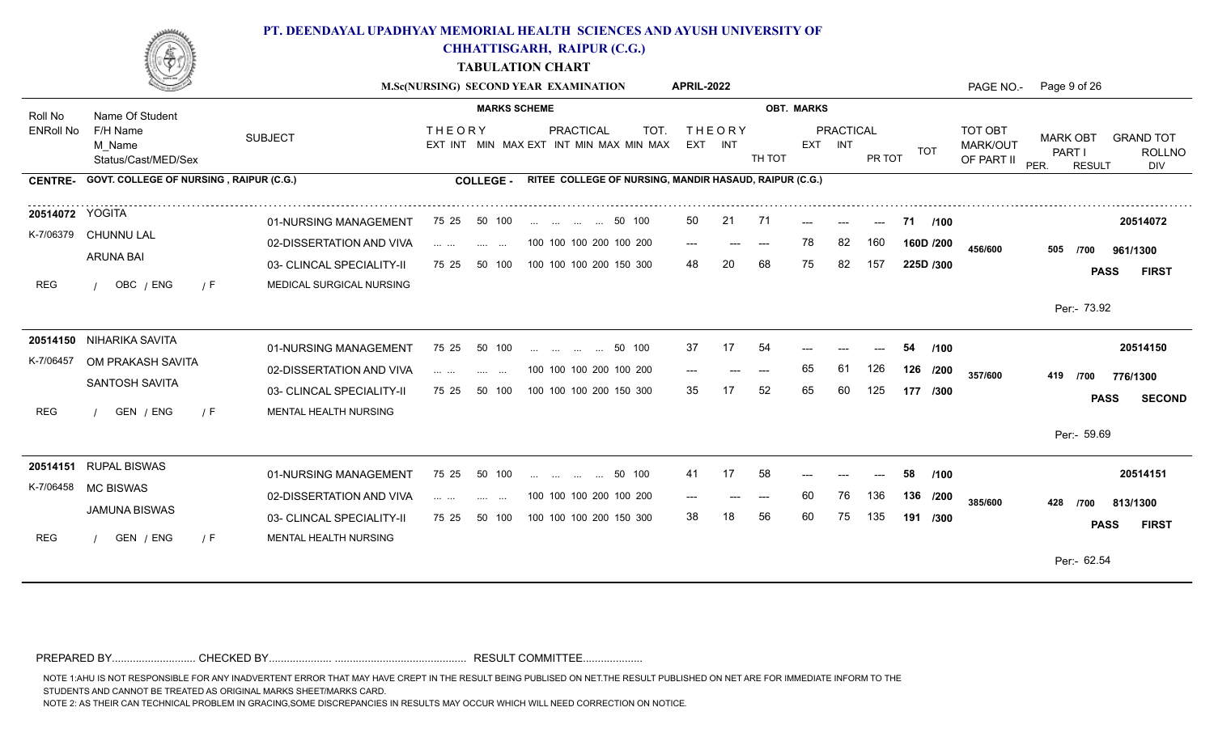# PT. DEENDAYAL UPADHYAY MEMORIAL HEALTH SCIENCES AND AYUSH UNIVERSITY OF CHHATTISGARH, RAIPUR (C.G.)

## TABULATION CHART

**M.Sc(NURSING) SECOND YEAR EXAMINATION** **APRIL-2022**

**CENTRE- GOVT. COLLEGE OF NURSING , RAIPUR (C.G.)** **COLLEGE - RITEE COLLEGE OF NURSING, MANDIR HASAUD, RAIPUR (C.G.)**

| Roll No / ENRoll No | Name Of Student / F/H Name / M_Name / Status/Cast/MED/Sex | SUBJECT | THEORY EXT INT | THEORY MIN MAX | PRACTICAL EXT INT MIN MAX | TOT. MIN MAX | THEORY EXT | THEORY INT | TH TOT | PRACTICAL EXT | PRACTICAL INT | PR TOT | TOT | TOT OBT MARK/OUT OF PART II | MARK OBT PART I | GRAND TOT | RESULT / DIV | PER. | ROLLNO |
|---|---|---|---|---|---|---|---|---|---|---|---|---|---|---|---|---|---|---|---|
| 20514072 / K-7/06379 | YOGITA / CHUNNU LAL / ARUNA BAI / REG / OBC / ENG / F | 01-NURSING MANAGEMENT | 75 25 | 50 100 | ... ... ... ... | 50 100 | 50 | 21 | 71 | --- | --- | --- | 71 /100 | 456/600 | 505 /700 | 961/1300 | PASS FIRST | 73.92 | 20514072 |
| | | 02-DISSERTATION AND VIVA | ... ... | .... ... | 100 100 100 200 | 100 200 | --- | --- | --- | 78 | 82 | 160 | 160D /200 | | | | | | |
| | | 03- CLINCAL SPECIALITY-II MEDICAL SURGICAL NURSING | 75 25 | 50 100 | 100 100 100 200 | 150 300 | 48 | 20 | 68 | 75 | 82 | 157 | 225D /300 | | | | | | |
| 20514150 / K-7/06457 | NIHARIKA SAVITA / OM PRAKASH SAVITA / SANTOSH SAVITA / REG / GEN / ENG / F | 01-NURSING MANAGEMENT | 75 25 | 50 100 | ... ... ... ... | 50 100 | 37 | 17 | 54 | --- | --- | --- | 54 /100 | 357/600 | 419 /700 | 776/1300 | PASS SECOND | 59.69 | 20514150 |
| | | 02-DISSERTATION AND VIVA | ... ... | .... ... | 100 100 100 200 | 100 200 | --- | --- | --- | 65 | 61 | 126 | 126 /200 | | | | | | |
| | | 03- CLINCAL SPECIALITY-II MENTAL HEALTH NURSING | 75 25 | 50 100 | 100 100 100 200 | 150 300 | 35 | 17 | 52 | 65 | 60 | 125 | 177 /300 | | | | | | |
| 20514151 / K-7/06458 | RUPAL BISWAS / MC BISWAS / JAMUNA BISWAS / REG / GEN / ENG / F | 01-NURSING MANAGEMENT | 75 25 | 50 100 | ... ... ... ... | 50 100 | 41 | 17 | 58 | --- | --- | --- | 58 /100 | 385/600 | 428 /700 | 813/1300 | PASS FIRST | 62.54 | 20514151 |
| | | 02-DISSERTATION AND VIVA | ... ... | .... ... | 100 100 100 200 | 100 200 | --- | --- | --- | 60 | 76 | 136 | 136 /200 | | | | | | |
| | | 03- CLINCAL SPECIALITY-II MENTAL HEALTH NURSING | 75 25 | 50 100 | 100 100 100 200 | 150 300 | 38 | 18 | 56 | 60 | 75 | 135 | 191 /300 | | | | | | |

PREPARED BY............................ CHECKED BY..................... ............................................ RESULT COMMITTEE....................

NOTE 1:AHU IS NOT RESPONSIBLE FOR ANY INADVERTENT ERROR THAT MAY HAVE CREPT IN THE RESULT BEING PUBLISED ON NET.THE RESULT PUBLISHED ON NET ARE FOR IMMEDIATE INFORM TO THE STUDENTS AND CANNOT BE TREATED AS ORIGINAL MARKS SHEET/MARKS CARD.

NOTE 2: AS THEIR CAN TECHNICAL PROBLEM IN GRACING,SOME DISCREPANCIES IN RESULTS MAY OCCUR WHICH WILL NEED CORRECTION ON NOTICE.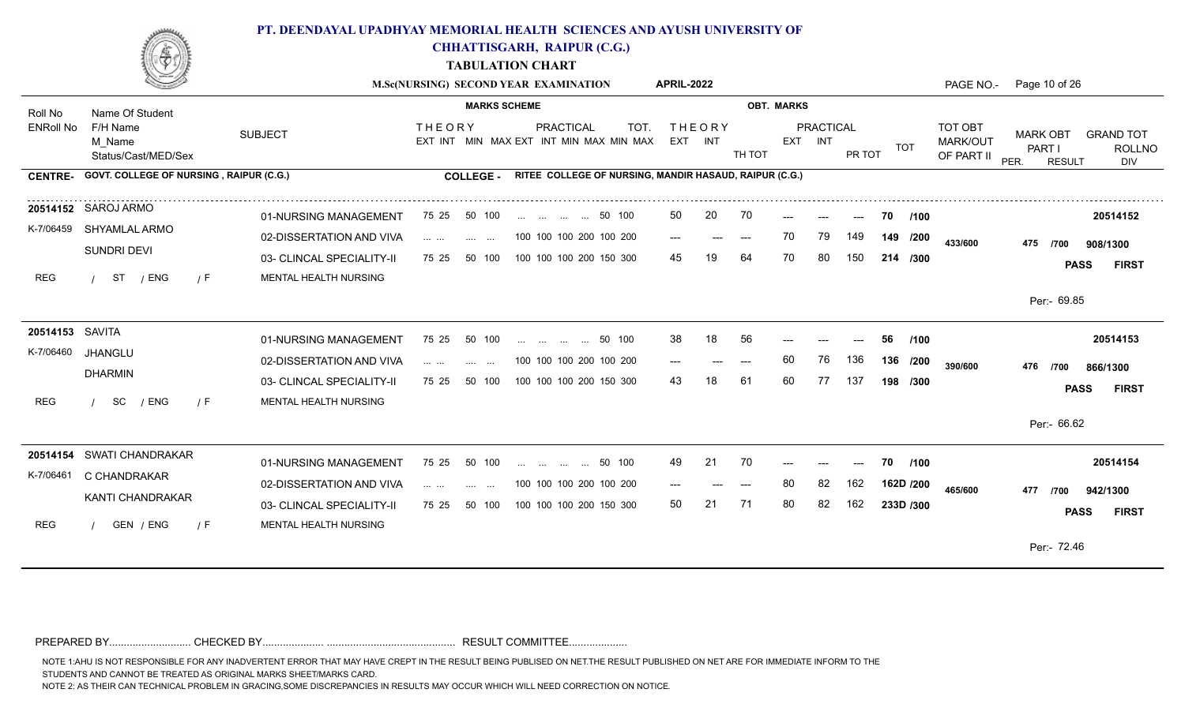# PT. DEENDAYAL UPADHYAY MEMORIAL HEALTH SCIENCES AND AYUSH UNIVERSITY OF CHHATTISGARH, RAIPUR (C.G.)

## TABULATION CHART

**M.Sc(NURSING) SECOND YEAR EXAMINATION** &nbsp;&nbsp; **APRIL-2022**

**CENTRE- GOVT. COLLEGE OF NURSING , RAIPUR (C.G.)** &nbsp;&nbsp; **COLLEGE - RITEE COLLEGE OF NURSING, MANDIR HASAUD, RAIPUR (C.G.)**

| Roll No / ENRoll No | Name Of Student / F/H Name / M_Name / Status/Cast/MED/Sex | SUBJECT | THEORY EXT INT MIN MAX | PRACTICAL EXT INT MIN MAX MIN MAX | TOT. | THEORY EXT | THEORY INT | TH TOT | PRACTICAL EXT | PRACTICAL INT | PR TOT | TOT | TOT OBT MARK/OUT OF PART II | MARK OBT PART I | GRAND TOT | RESULT / DIV |
|---|---|---|---|---|---|---|---|---|---|---|---|---|---|---|---|---|
| 20514152 / K-7/06459 | SAROJ ARMO / SHYAMLAL ARMO / SUNDRI DEVI / REG / ST / ENG / F | 01-NURSING MANAGEMENT | 75 25 50 100 | ... ... ... ... | 50 100 | 50 | 20 | 70 | --- | --- | --- | 70 /100 | 433/600 | 475 /700 | 908/1300 | PASS FIRST |
| | | 02-DISSERTATION AND VIVA | ... ... .... ... | 100 100 100 200 | 100 200 | --- | --- | --- | 70 | 79 | 149 | 149 /200 | | | | |
| | | 03- CLINCAL SPECIALITY-II MENTAL HEALTH NURSING | 75 25 50 100 | 100 100 100 200 | 150 300 | 45 | 19 | 64 | 70 | 80 | 150 | 214 /300 | | | | Per:- 69.85 |
| 20514153 / K-7/06460 | SAVITA / JHANGLU / DHARMIN / REG / SC / ENG / F | 01-NURSING MANAGEMENT | 75 25 50 100 | ... ... ... ... | 50 100 | 38 | 18 | 56 | --- | --- | --- | 56 /100 | 390/600 | 476 /700 | 866/1300 | PASS FIRST |
| | | 02-DISSERTATION AND VIVA | ... ... .... ... | 100 100 100 200 | 100 200 | --- | --- | --- | 60 | 76 | 136 | 136 /200 | | | | |
| | | 03- CLINCAL SPECIALITY-II MENTAL HEALTH NURSING | 75 25 50 100 | 100 100 100 200 | 150 300 | 43 | 18 | 61 | 60 | 77 | 137 | 198 /300 | | | | Per:- 66.62 |
| 20514154 / K-7/06461 | SWATI CHANDRAKAR / C CHANDRAKAR / KANTI CHANDRAKAR / REG / GEN / ENG / F | 01-NURSING MANAGEMENT | 75 25 50 100 | ... ... ... ... | 50 100 | 49 | 21 | 70 | --- | --- | --- | 70 /100 | 465/600 | 477 /700 | 942/1300 | PASS FIRST |
| | | 02-DISSERTATION AND VIVA | ... ... .... ... | 100 100 100 200 | 100 200 | --- | --- | --- | 80 | 82 | 162 | 162D /200 | | | | |
| | | 03- CLINCAL SPECIALITY-II MENTAL HEALTH NURSING | 75 25 50 100 | 100 100 100 200 | 150 300 | 50 | 21 | 71 | 80 | 82 | 162 | 233D /300 | | | | Per:- 72.46 |

PREPARED BY........................... CHECKED BY..................... ............................................ RESULT COMMITTEE....................

NOTE 1:AHU IS NOT RESPONSIBLE FOR ANY INADVERTENT ERROR THAT MAY HAVE CREPT IN THE RESULT BEING PUBLISED ON NET.THE RESULT PUBLISHED ON NET ARE FOR IMMEDIATE INFORM TO THE STUDENTS AND CANNOT BE TREATED AS ORIGINAL MARKS SHEET/MARKS CARD.
NOTE 2: AS THEIR CAN TECHNICAL PROBLEM IN GRACING,SOME DISCREPANCIES IN RESULTS MAY OCCUR WHICH WILL NEED CORRECTION ON NOTICE.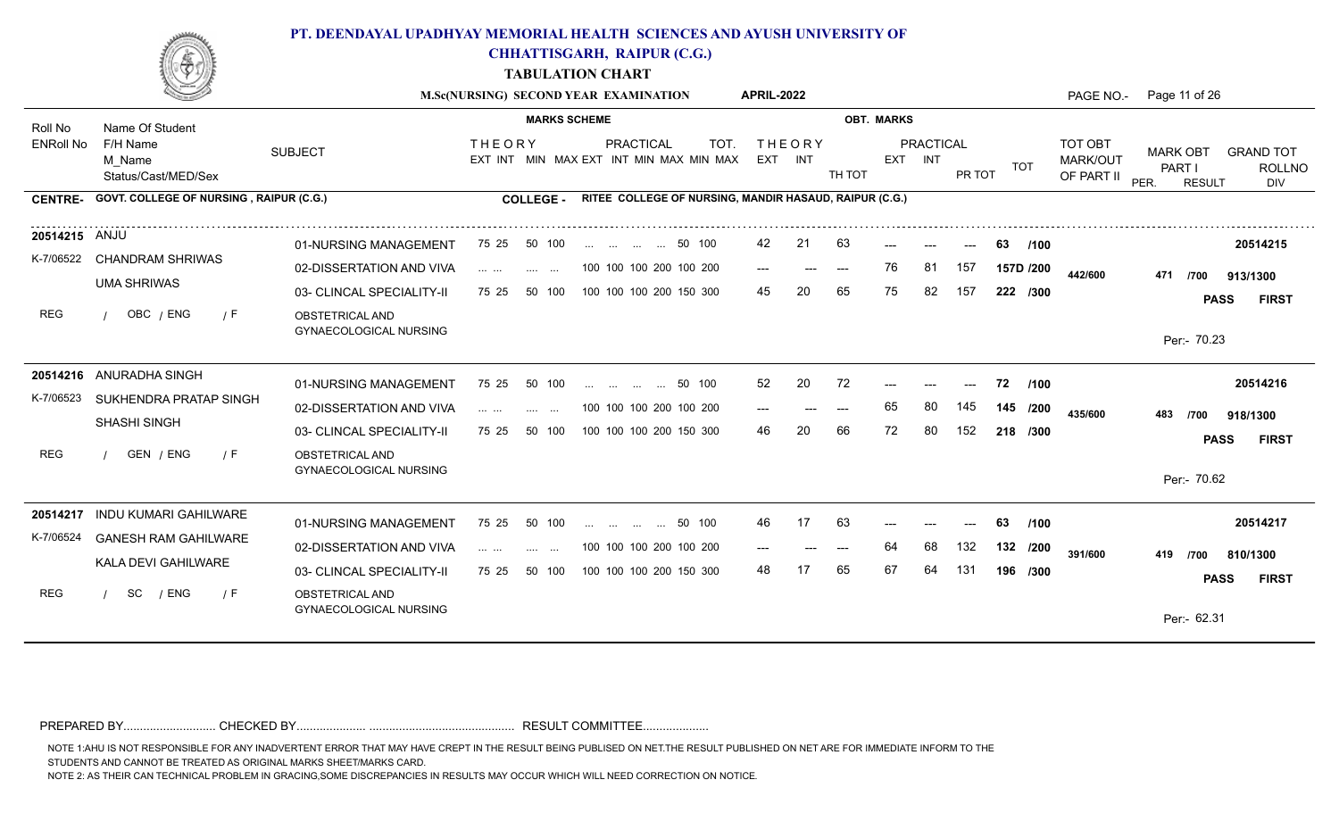# PT. DEENDAYAL UPADHYAY MEMORIAL HEALTH SCIENCES AND AYUSH UNIVERSITY OF CHHATTISGARH, RAIPUR (C.G.)

## TABULATION CHART

**M.Sc(NURSING) SECOND YEAR EXAMINATION APRIL-2022**

**CENTRE-** GOVT. COLLEGE OF NURSING , RAIPUR (C.G.)

**COLLEGE -** RITEE COLLEGE OF NURSING, MANDIR HASAUD, RAIPUR (C.G.)

| Roll No / ENRoll No | Name Of Student / F/H Name / M_Name / Status/Cast/MED/Sex | SUBJECT | THEORY EXT INT MIN MAX | PRACTICAL EXT INT MIN MAX MIN MAX | TOT. | THEORY EXT | THEORY INT | TH TOT | PRACTICAL EXT | PRACTICAL INT | PR TOT | TOT | TOT OBT MARK/OUT OF PART II | MARK OBT PART I | GRAND TOT | RESULT | DIV | ROLLNO |
|---|---|---|---|---|---|---|---|---|---|---|---|---|---|---|---|---|---|---|
| 20514215 / K-7/06522 | ANJU / CHANDRAM SHRIWAS / UMA SHRIWAS / REG / OBC / ENG / F | 01-NURSING MANAGEMENT | 75 25 50 100 | ... ... ... ... 50 100 | | 42 | 21 | 63 | --- | --- | --- | 63 /100 | 442/600 | 471 /700 | 913/1300 | PASS | FIRST | 20514215 |
| | | 02-DISSERTATION AND VIVA | ... ... .... ... | 100 100 100 200 100 200 | | --- | --- | --- | 76 | 81 | 157 | 157D /200 | | | | | | |
| | | 03- CLINCAL SPECIALITY-II OBSTETRICAL AND GYNAECOLOGICAL NURSING | 75 25 50 100 | 100 100 100 200 150 300 | | 45 | 20 | 65 | 75 | 82 | 157 | 222 /300 | | | Per:- 70.23 | | | |
| 20514216 / K-7/06523 | ANURADHA SINGH / SUKHENDRA PRATAP SINGH / SHASHI SINGH / REG / GEN / ENG / F | 01-NURSING MANAGEMENT | 75 25 50 100 | ... ... ... ... 50 100 | | 52 | 20 | 72 | --- | --- | --- | 72 /100 | 435/600 | 483 /700 | 918/1300 | PASS | FIRST | 20514216 |
| | | 02-DISSERTATION AND VIVA | ... ... .... ... | 100 100 100 200 100 200 | | --- | --- | --- | 65 | 80 | 145 | 145 /200 | | | | | | |
| | | 03- CLINCAL SPECIALITY-II OBSTETRICAL AND GYNAECOLOGICAL NURSING | 75 25 50 100 | 100 100 100 200 150 300 | | 46 | 20 | 66 | 72 | 80 | 152 | 218 /300 | | | Per:- 70.62 | | | |
| 20514217 / K-7/06524 | INDU KUMARI GAHILWARE / GANESH RAM GAHILWARE / KALA DEVI GAHILWARE / REG / SC / ENG / F | 01-NURSING MANAGEMENT | 75 25 50 100 | ... ... ... ... 50 100 | | 46 | 17 | 63 | --- | --- | --- | 63 /100 | 391/600 | 419 /700 | 810/1300 | PASS | FIRST | 20514217 |
| | | 02-DISSERTATION AND VIVA | ... ... .... ... | 100 100 100 200 100 200 | | --- | --- | --- | 64 | 68 | 132 | 132 /200 | | | | | | |
| | | 03- CLINCAL SPECIALITY-II OBSTETRICAL AND GYNAECOLOGICAL NURSING | 75 25 50 100 | 100 100 100 200 150 300 | | 48 | 17 | 65 | 67 | 64 | 131 | 196 /300 | | | Per:- 62.31 | | | |

PREPARED BY............................ CHECKED BY..................... ............................................ RESULT COMMITTEE....................

NOTE 1:AHU IS NOT RESPONSIBLE FOR ANY INADVERTENT ERROR THAT MAY HAVE CREPT IN THE RESULT BEING PUBLISED ON NET.THE RESULT PUBLISHED ON NET ARE FOR IMMEDIATE INFORM TO THE STUDENTS AND CANNOT BE TREATED AS ORIGINAL MARKS SHEET/MARKS CARD.

NOTE 2: AS THEIR CAN TECHNICAL PROBLEM IN GRACING,SOME DISCREPANCIES IN RESULTS MAY OCCUR WHICH WILL NEED CORRECTION ON NOTICE.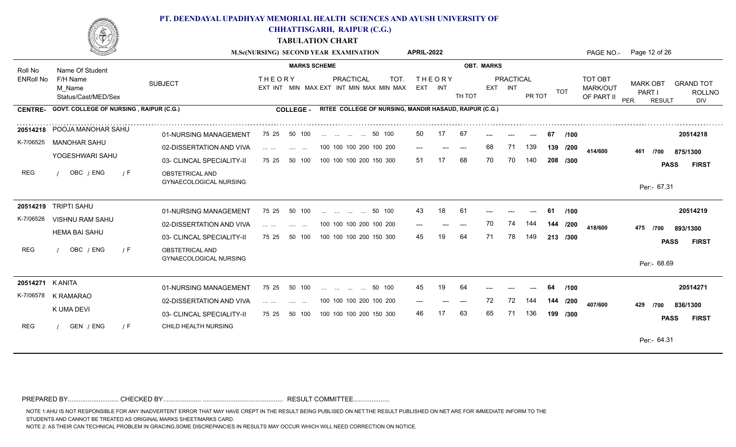# PT. DEENDAYAL UPADHYAY MEMORIAL HEALTH SCIENCES AND AYUSH UNIVERSITY OF CHHATTISGARH, RAIPUR (C.G.)

## TABULATION CHART

**M.Sc(NURSING) SECOND YEAR EXAMINATION** — **APRIL-2022** — PAGE NO.- Page 12 of 26

**CENTRE- GOVT. COLLEGE OF NURSING , RAIPUR (C.G.)** — **COLLEGE - RITEE COLLEGE OF NURSING, MANDIR HASAUD, RAIPUR (C.G.)**

| Roll No / ENRoll No | Name Of Student / F/H Name / M_Name / Status/Cast/MED/Sex | SUBJECT | THEORY EXT INT MIN MAX | PRACTICAL EXT INT MIN MAX MIN MAX | TOT. | THEORY EXT | THEORY INT | TH TOT | PRACTICAL EXT | PRACTICAL INT | PR TOT | TOT | TOT OBT MARK/OUT OF PART II | MARK OBT PART I | GRAND TOT | RESULT / DIV / PER. |
|---|---|---|---|---|---|---|---|---|---|---|---|---|---|---|---|---|
| 20514218 | POOJA MANOHAR SAHU | 01-NURSING MANAGEMENT | 75 25 50 100 | ... ... ... ... 50 100 | | 50 | 17 | 67 | --- | --- | --- | 67 /100 | | | | 20514218 |
| K-7/06525 | MANOHAR SAHU | 02-DISSERTATION AND VIVA | ... ... .... ... | 100 100 100 200 100 200 | | --- | --- | --- | 68 | 71 | 139 | 139 /200 | 414/600 | 461 /700 | 875/1300 | |
| | YOGESHWARI SAHU | 03- CLINCAL SPECIALITY-II | 75 25 50 100 | 100 100 100 200 150 300 | | 51 | 17 | 68 | 70 | 70 | 140 | 208 /300 | | | | PASS FIRST |
| REG | / OBC / ENG / F | OBSTETRICAL AND GYNAECOLOGICAL NURSING | | | | | | | | | | | | | | Per:- 67.31 |
| 20514219 | TRIPTI SAHU | 01-NURSING MANAGEMENT | 75 25 50 100 | ... ... ... ... 50 100 | | 43 | 18 | 61 | --- | --- | --- | 61 /100 | | | | 20514219 |
| K-7/06526 | VISHNU RAM SAHU | 02-DISSERTATION AND VIVA | ... ... .... ... | 100 100 100 200 100 200 | | --- | --- | --- | 70 | 74 | 144 | 144 /200 | 418/600 | 475 /700 | 893/1300 | |
| | HEMA BAI SAHU | 03- CLINCAL SPECIALITY-II | 75 25 50 100 | 100 100 100 200 150 300 | | 45 | 19 | 64 | 71 | 78 | 149 | 213 /300 | | | | PASS FIRST |
| REG | / OBC / ENG / F | OBSTETRICAL AND GYNAECOLOGICAL NURSING | | | | | | | | | | | | | | Per:- 68.69 |
| 20514271 | K ANITA | 01-NURSING MANAGEMENT | 75 25 50 100 | ... ... ... ... 50 100 | | 45 | 19 | 64 | --- | --- | --- | 64 /100 | | | | 20514271 |
| K-7/06578 | K RAMARAO | 02-DISSERTATION AND VIVA | ... ... .... ... | 100 100 100 200 100 200 | | --- | --- | --- | 72 | 72 | 144 | 144 /200 | 407/600 | 429 /700 | 836/1300 | |
| | K UMA DEVI | 03- CLINCAL SPECIALITY-II | 75 25 50 100 | 100 100 100 200 150 300 | | 46 | 17 | 63 | 65 | 71 | 136 | 199 /300 | | | | PASS FIRST |
| REG | / GEN / ENG / F | CHILD HEALTH NURSING | | | | | | | | | | | | | | Per:- 64.31 |

PREPARED BY............................ CHECKED BY..................... ............................................ RESULT COMMITTEE....................

NOTE 1:AHU IS NOT RESPONSIBLE FOR ANY INADVERTENT ERROR THAT MAY HAVE CREPT IN THE RESULT BEING PUBLISED ON NET.THE RESULT PUBLISHED ON NET ARE FOR IMMEDIATE INFORM TO THE STUDENTS AND CANNOT BE TREATED AS ORIGINAL MARKS SHEET/MARKS CARD.

NOTE 2: AS THEIR CAN TECHNICAL PROBLEM IN GRACING,SOME DISCREPANCIES IN RESULTS MAY OCCUR WHICH WILL NEED CORRECTION ON NOTICE.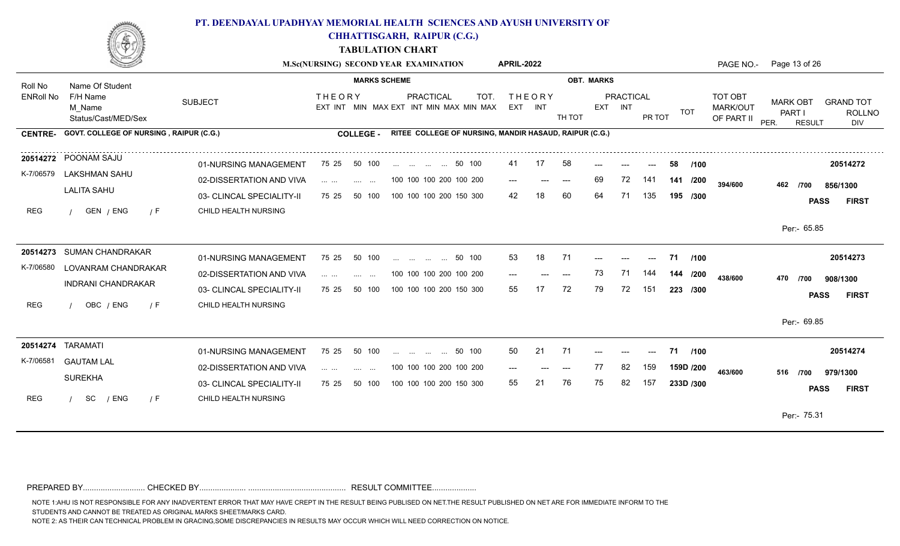# PT. DEENDAYAL UPADHYAY MEMORIAL HEALTH SCIENCES AND AYUSH UNIVERSITY OF CHHATTISGARH, RAIPUR (C.G.)

## TABULATION CHART

**M.Sc(NURSING) SECOND YEAR EXAMINATION** — **APRIL-2022**

**CENTRE- GOVT. COLLEGE OF NURSING , RAIPUR (C.G.)** — **COLLEGE - RITEE COLLEGE OF NURSING, MANDIR HASAUD, RAIPUR (C.G.)**

| Roll No / ENRoll No | Name Of Student / F/H Name / M_Name / Status/Cast/MED/Sex | SUBJECT | THEORY EXT INT MIN MAX | PRACTICAL EXT INT MIN MAX MIN MAX | TOT. | THEORY EXT | INT | TH TOT | PRACTICAL EXT | INT | PR TOT | TOT | TOT OBT MARK/OUT OF PART II | MARK OBT PART I | GRAND TOT / RESULT | ROLLNO / DIV |
|---|---|---|---|---|---|---|---|---|---|---|---|---|---|---|---|---|
| 20514272 | POONAM SAJU | 01-NURSING MANAGEMENT | 75 25 50 100 | ... ... ... ... | 50 100 | 41 | 17 | 58 | --- | --- | --- | 58 /100 | | | | 20514272 |
| K-7/06579 | LAKSHMAN SAHU | 02-DISSERTATION AND VIVA | ... ... .... ... | 100 100 100 200 | 100 200 | --- | --- | --- | 69 | 72 | 141 | 141 /200 | 394/600 | 462 /700 | 856/1300 | |
| | LALITA SAHU | 03- CLINCAL SPECIALITY-II | 75 25 50 100 | 100 100 100 200 | 150 300 | 42 | 18 | 60 | 64 | 71 | 135 | 195 /300 | | | PASS | FIRST |
| REG | / GEN / ENG / F | CHILD HEALTH NURSING | | | | | | | | | | | | | Per:- 65.85 | |
| 20514273 | SUMAN CHANDRAKAR | 01-NURSING MANAGEMENT | 75 25 50 100 | ... ... ... ... | 50 100 | 53 | 18 | 71 | --- | --- | --- | 71 /100 | | | | 20514273 |
| K-7/06580 | LOVANRAM CHANDRAKAR | 02-DISSERTATION AND VIVA | ... ... .... ... | 100 100 100 200 | 100 200 | --- | --- | --- | 73 | 71 | 144 | 144 /200 | 438/600 | 470 /700 | 908/1300 | |
| | INDRANI CHANDRAKAR | 03- CLINCAL SPECIALITY-II | 75 25 50 100 | 100 100 100 200 | 150 300 | 55 | 17 | 72 | 79 | 72 | 151 | 223 /300 | | | PASS | FIRST |
| REG | / OBC / ENG / F | CHILD HEALTH NURSING | | | | | | | | | | | | | Per:- 69.85 | |
| 20514274 | TARAMATI | 01-NURSING MANAGEMENT | 75 25 50 100 | ... ... ... ... | 50 100 | 50 | 21 | 71 | --- | --- | --- | 71 /100 | | | | 20514274 |
| K-7/06581 | GAUTAM LAL | 02-DISSERTATION AND VIVA | ... ... .... ... | 100 100 100 200 | 100 200 | --- | --- | --- | 77 | 82 | 159 | 159D /200 | 463/600 | 516 /700 | 979/1300 | |
| | SUREKHA | 03- CLINCAL SPECIALITY-II | 75 25 50 100 | 100 100 100 200 | 150 300 | 55 | 21 | 76 | 75 | 82 | 157 | 233D /300 | | | PASS | FIRST |
| REG | / SC / ENG / F | CHILD HEALTH NURSING | | | | | | | | | | | | | Per:- 75.31 | |

PREPARED BY........................... CHECKED BY..................... ............................................ RESULT COMMITTEE...................

NOTE 1:AHU IS NOT RESPONSIBLE FOR ANY INADVERTENT ERROR THAT MAY HAVE CREPT IN THE RESULT BEING PUBLISED ON NET.THE RESULT PUBLISHED ON NET ARE FOR IMMEDIATE INFORM TO THE STUDENTS AND CANNOT BE TREATED AS ORIGINAL MARKS SHEET/MARKS CARD.

NOTE 2: AS THEIR CAN TECHNICAL PROBLEM IN GRACING,SOME DISCREPANCIES IN RESULTS MAY OCCUR WHICH WILL NEED CORRECTION ON NOTICE.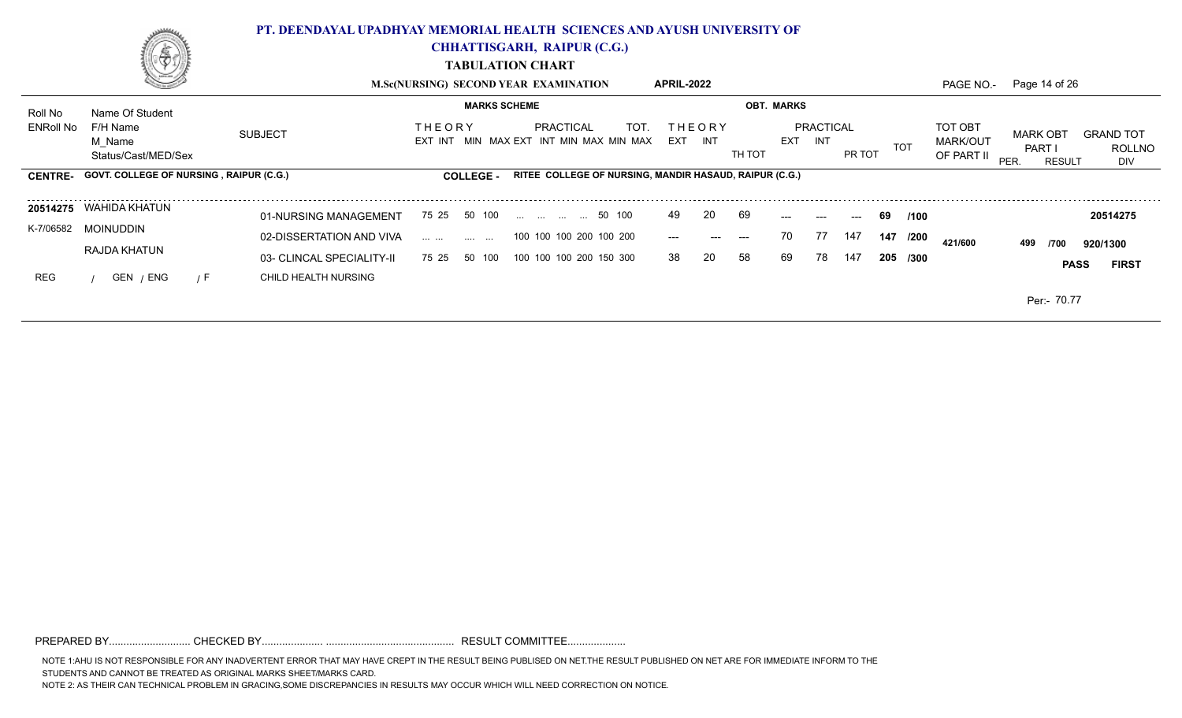# PT. DEENDAYAL UPADHYAY MEMORIAL HEALTH SCIENCES AND AYUSH UNIVERSITY OF CHHATTISGARH, RAIPUR (C.G.)

## TABULATION CHART

**M.Sc(NURSING) SECOND YEAR EXAMINATION** **APRIL-2022**

| Roll No / ENRoll No | Name Of Student / F/H Name / M_Name / Status/Cast/MED/Sex | SUBJECT | THEORY EXT INT MIN MAX | PRACTICAL EXT INT MIN MAX MIN MAX | TOT. | THEORY EXT | THEORY INT | TH TOT | PRACTICAL EXT | PRACTICAL INT | PR TOT | TOT | TOT OBT MARK/OUT OF PART II | MARK OBT PART I | GRAND TOT | PER. | RESULT | ROLLNO / DIV |
|---|---|---|---|---|---|---|---|---|---|---|---|---|---|---|---|---|---|---|
| **CENTRE- GOVT. COLLEGE OF NURSING , RAIPUR (C.G.)** | | | **COLLEGE - RITEE COLLEGE OF NURSING, MANDIR HASAUD, RAIPUR (C.G.)** | | | | | | | | | | | | | | | |
| 20514275 | WAHIDA KHATUN | 01-NURSING MANAGEMENT | 75 25 50 100 | ... ... ... ... | 50 100 | 49 | 20 | 69 | --- | --- | --- | 69 /100 | | | | | | 20514275 |
| K-7/06582 | MOINUDDIN | 02-DISSERTATION AND VIVA | ... ... .... ... | 100 100 100 200 | 100 200 | --- | --- | --- | 70 | 77 | 147 | 147 /200 | 421/600 | 499 /700 | 920/1300 | | | |
| | RAJDA KHATUN | 03- CLINCAL SPECIALITY-II | 75 25 50 100 | 100 100 100 200 | 150 300 | 38 | 20 | 58 | 69 | 78 | 147 | 205 /300 | | | | | PASS | FIRST |
| REG | / GEN / ENG / F | CHILD HEALTH NURSING | | | | | | | | | | | | | | Per:- 70.77 | | |

PREPARED BY............................ CHECKED BY..................... ............................................ RESULT COMMITTEE....................

NOTE 1:AHU IS NOT RESPONSIBLE FOR ANY INADVERTENT ERROR THAT MAY HAVE CREPT IN THE RESULT BEING PUBLISED ON NET.THE RESULT PUBLISHED ON NET ARE FOR IMMEDIATE INFORM TO THE STUDENTS AND CANNOT BE TREATED AS ORIGINAL MARKS SHEET/MARKS CARD.

NOTE 2: AS THEIR CAN TECHNICAL PROBLEM IN GRACING,SOME DISCREPANCIES IN RESULTS MAY OCCUR WHICH WILL NEED CORRECTION ON NOTICE.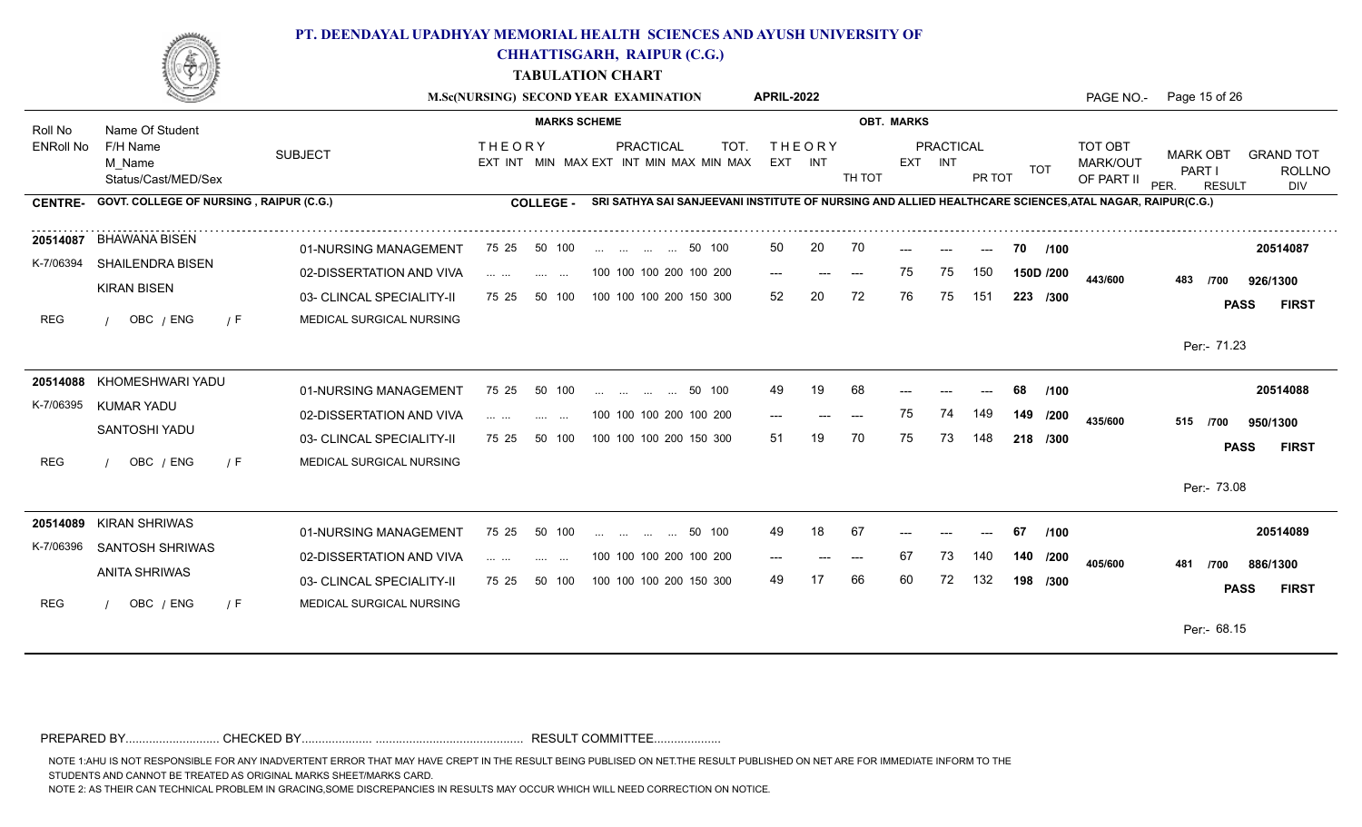# PT. DEENDAYAL UPADHYAY MEMORIAL HEALTH SCIENCES AND AYUSH UNIVERSITY OF CHHATTISGARH, RAIPUR (C.G.)

## TABULATION CHART

**M.Sc(NURSING) SECOND YEAR EXAMINATION** **APRIL-2022**

**CENTRE- GOVT. COLLEGE OF NURSING , RAIPUR (C.G.)**

**COLLEGE - SRI SATHYA SAI SANJEEVANI INSTITUTE OF NURSING AND ALLIED HEALTHCARE SCIENCES,ATAL NAGAR, RAIPUR(C.G.)**

| Roll No / ENRoll No | Name Of Student / F/H Name / M_Name / Status/Cast/MED/Sex | SUBJECT | THEORY EXT INT MIN MAX | PRACTICAL EXT INT MIN MAX MIN MAX | TOT. | THEORY EXT | THEORY INT | TH TOT | PRACTICAL EXT | PRACTICAL INT | PR TOT | TOT | TOT OBT MARK/OUT OF PART II | MARK OBT PART I | GRAND TOT | RESULT / DIV |
|---|---|---|---|---|---|---|---|---|---|---|---|---|---|---|---|---|
| 20514087 / K-7/06394 | BHAWANA BISEN / SHAILENDRA BISEN / KIRAN BISEN / REG / OBC / ENG / F | 01-NURSING MANAGEMENT | 75 25 50 100 | ... ... ... ... | 50 100 | 50 | 20 | 70 | --- | --- | --- | 70 /100 | 443/600 | 483 /700 | 926/1300 | PASS FIRST |
| | | 02-DISSERTATION AND VIVA | ... ... .... ... | 100 100 100 200 | 100 200 | --- | --- | --- | 75 | 75 | 150 | 150D /200 | | | | |
| | | 03- CLINCAL SPECIALITY-II MEDICAL SURGICAL NURSING | 75 25 50 100 | 100 100 100 200 | 150 300 | 52 | 20 | 72 | 76 | 75 | 151 | 223 /300 | | | | Per:- 71.23 |
| 20514088 / K-7/06395 | KHOMESHWARI YADU / KUMAR YADU / SANTOSHI YADU / REG / OBC / ENG / F | 01-NURSING MANAGEMENT | 75 25 50 100 | ... ... ... ... | 50 100 | 49 | 19 | 68 | --- | --- | --- | 68 /100 | 435/600 | 515 /700 | 950/1300 | PASS FIRST |
| | | 02-DISSERTATION AND VIVA | ... ... .... ... | 100 100 100 200 | 100 200 | --- | --- | --- | 75 | 74 | 149 | 149 /200 | | | | |
| | | 03- CLINCAL SPECIALITY-II MEDICAL SURGICAL NURSING | 75 25 50 100 | 100 100 100 200 | 150 300 | 51 | 19 | 70 | 75 | 73 | 148 | 218 /300 | | | | Per:- 73.08 |
| 20514089 / K-7/06396 | KIRAN SHRIWAS / SANTOSH SHRIWAS / ANITA SHRIWAS / REG / OBC / ENG / F | 01-NURSING MANAGEMENT | 75 25 50 100 | ... ... ... ... | 50 100 | 49 | 18 | 67 | --- | --- | --- | 67 /100 | 405/600 | 481 /700 | 886/1300 | PASS FIRST |
| | | 02-DISSERTATION AND VIVA | ... ... .... ... | 100 100 100 200 | 100 200 | --- | --- | --- | 67 | 73 | 140 | 140 /200 | | | | |
| | | 03- CLINCAL SPECIALITY-II MEDICAL SURGICAL NURSING | 75 25 50 100 | 100 100 100 200 | 150 300 | 49 | 17 | 66 | 60 | 72 | 132 | 198 /300 | | | | Per:- 68.15 |

PREPARED BY........................... CHECKED BY..................... ........................................... RESULT COMMITTEE...................

NOTE 1:AHU IS NOT RESPONSIBLE FOR ANY INADVERTENT ERROR THAT MAY HAVE CREPT IN THE RESULT BEING PUBLISED ON NET.THE RESULT PUBLISHED ON NET ARE FOR IMMEDIATE INFORM TO THE STUDENTS AND CANNOT BE TREATED AS ORIGINAL MARKS SHEET/MARKS CARD.

NOTE 2: AS THEIR CAN TECHNICAL PROBLEM IN GRACING,SOME DISCREPANCIES IN RESULTS MAY OCCUR WHICH WILL NEED CORRECTION ON NOTICE.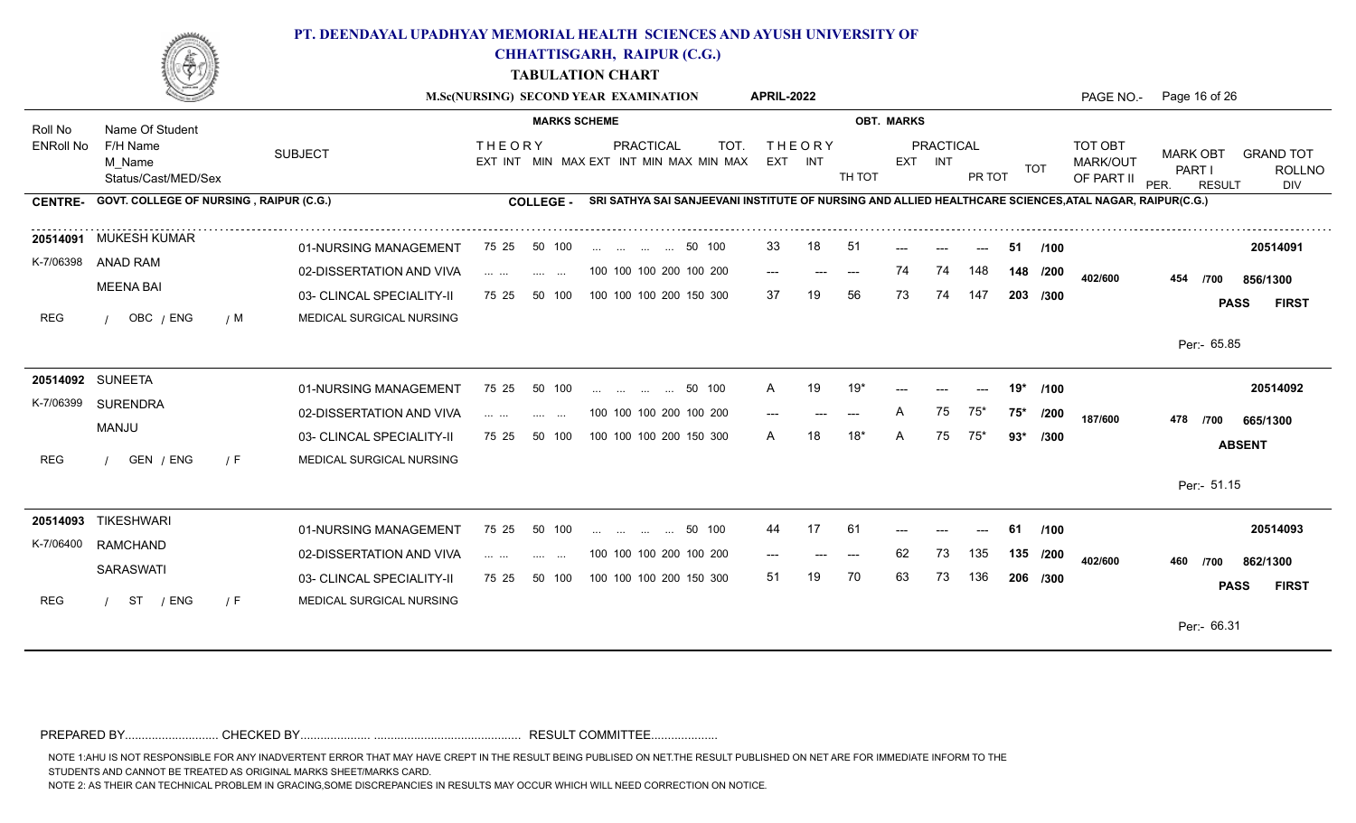# PT. DEENDAYAL UPADHYAY MEMORIAL HEALTH SCIENCES AND AYUSH UNIVERSITY OF CHHATTISGARH, RAIPUR (C.G.)

## TABULATION CHART

**M.Sc(NURSING) SECOND YEAR EXAMINATION** — **APRIL-2022**

**CENTRE-** GOVT. COLLEGE OF NURSING , RAIPUR (C.G.)

**COLLEGE -** SRI SATHYA SAI SANJEEVANI INSTITUTE OF NURSING AND ALLIED HEALTHCARE SCIENCES,ATAL NAGAR, RAIPUR(C.G.)

| Roll No / ENRoll No | Name Of Student / F/H Name / M_Name / Status/Cast/MED/Sex | SUBJECT | THEORY EXT INT | MIN MAX | PRACTICAL EXT INT MIN MAX MIN MAX | TOT. | THEORY EXT | INT | TH TOT | PRACTICAL EXT | INT | PR TOT | TOT | TOT OBT MARK/OUT OF PART II | MARK OBT PART I | GRAND TOT | RESULT / DIV |
|---|---|---|---|---|---|---|---|---|---|---|---|---|---|---|---|---|---|
| 20514091 | MUKESH KUMAR | 01-NURSING MANAGEMENT | 75 25 | 50 100 | ... ... ... ... | 50 100 | 33 | 18 | 51 | --- | --- | --- | 51 /100 | | | | 20514091 |
| K-7/06398 | ANAD RAM | 02-DISSERTATION AND VIVA | ... ... | .... ... | 100 100 100 200 | 100 200 | --- | --- | --- | 74 | 74 | 148 | 148 /200 | 402/600 | 454 /700 | 856/1300 | |
| | MEENA BAI | 03- CLINCAL SPECIALITY-II | 75 25 | 50 100 | 100 100 100 200 | 150 300 | 37 | 19 | 56 | 73 | 74 | 147 | 203 /300 | | | | PASS FIRST |
| REG | / OBC / ENG / M | MEDICAL SURGICAL NURSING | | | | | | | | | | | | | | | |
| | | | | | | | | | | | | | | | Per:- 65.85 | | |
| 20514092 | SUNEETA | 01-NURSING MANAGEMENT | 75 25 | 50 100 | ... ... ... ... | 50 100 | A | 19 | 19* | --- | --- | --- | 19* /100 | | | | 20514092 |
| K-7/06399 | SURENDRA | 02-DISSERTATION AND VIVA | ... ... | .... ... | 100 100 100 200 | 100 200 | --- | --- | --- | A | 75 | 75* | 75* /200 | 187/600 | 478 /700 | 665/1300 | |
| | MANJU | 03- CLINCAL SPECIALITY-II | 75 25 | 50 100 | 100 100 100 200 | 150 300 | A | 18 | 18* | A | 75 | 75* | 93* /300 | | | | ABSENT |
| REG | / GEN / ENG / F | MEDICAL SURGICAL NURSING | | | | | | | | | | | | | | | |
| | | | | | | | | | | | | | | | Per:- 51.15 | | |
| 20514093 | TIKESHWARI | 01-NURSING MANAGEMENT | 75 25 | 50 100 | ... ... ... ... | 50 100 | 44 | 17 | 61 | --- | --- | --- | 61 /100 | | | | 20514093 |
| K-7/06400 | RAMCHAND | 02-DISSERTATION AND VIVA | ... ... | .... ... | 100 100 100 200 | 100 200 | --- | --- | --- | 62 | 73 | 135 | 135 /200 | 402/600 | 460 /700 | 862/1300 | |
| | SARASWATI | 03- CLINCAL SPECIALITY-II | 75 25 | 50 100 | 100 100 100 200 | 150 300 | 51 | 19 | 70 | 63 | 73 | 136 | 206 /300 | | | | PASS FIRST |
| REG | / ST / ENG / F | MEDICAL SURGICAL NURSING | | | | | | | | | | | | | | | |
| | | | | | | | | | | | | | | | Per:- 66.31 | | |

PREPARED BY.......................... CHECKED BY.................... ........................................... RESULT COMMITTEE...................

NOTE 1:AHU IS NOT RESPONSIBLE FOR ANY INADVERTENT ERROR THAT MAY HAVE CREPT IN THE RESULT BEING PUBLISED ON NET.THE RESULT PUBLISHED ON NET ARE FOR IMMEDIATE INFORM TO THE STUDENTS AND CANNOT BE TREATED AS ORIGINAL MARKS SHEET/MARKS CARD.

NOTE 2: AS THEIR CAN TECHNICAL PROBLEM IN GRACING,SOME DISCREPANCIES IN RESULTS MAY OCCUR WHICH WILL NEED CORRECTION ON NOTICE.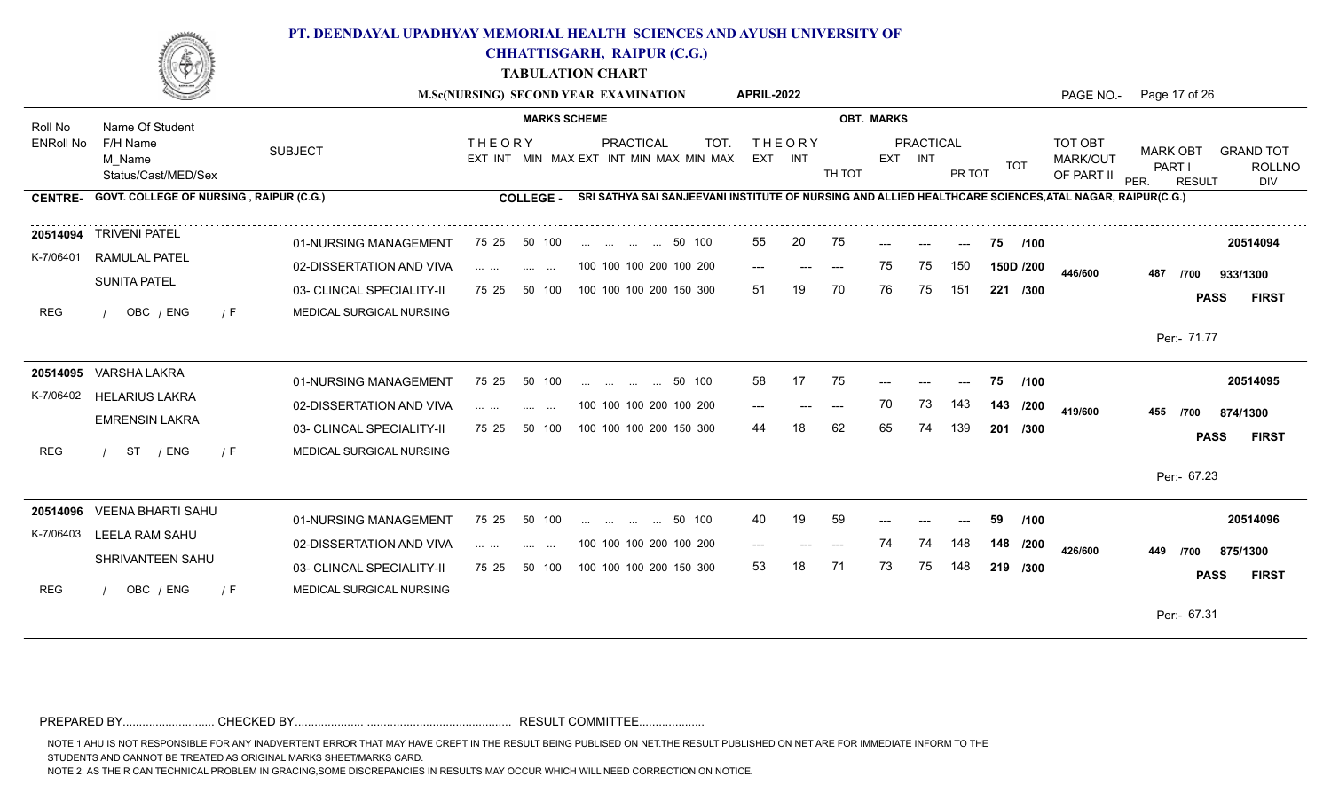# PT. DEENDAYAL UPADHYAY MEMORIAL HEALTH SCIENCES AND AYUSH UNIVERSITY OF CHHATTISGARH, RAIPUR (C.G.)

**TABULATION CHART**

**M.Sc(NURSING) SECOND YEAR EXAMINATION** **APRIL-2022**

**CENTRE-** GOVT. COLLEGE OF NURSING , RAIPUR (C.G.)

**COLLEGE -** SRI SATHYA SAI SANJEEVANI INSTITUTE OF NURSING AND ALLIED HEALTHCARE SCIENCES,ATAL NAGAR, RAIPUR(C.G.)

| Roll No / ENRoll No | Name Of Student / F/H Name / M_Name / Status/Cast/MED/Sex | SUBJECT | THEORY EXT INT MIN MAX | PRACTICAL EXT INT MIN MAX MIN MAX | TOT. | THEORY EXT | THEORY INT | TH TOT | PRACTICAL EXT | PRACTICAL INT | PR TOT | TOT | TOT OBT MARK/OUT OF PART II | MARK OBT PART I | GRAND TOT | RESULT / DIV |
|---|---|---|---|---|---|---|---|---|---|---|---|---|---|---|---|---|
| 20514094 / K-7/06401 | TRIVENI PATEL / RAMULAL PATEL / SUNITA PATEL / REG / OBC / ENG / F | 01-NURSING MANAGEMENT | 75 25 50 100 | ... ... ... ... | 50 100 | 55 | 20 | 75 | --- | --- | --- | 75 /100 | 446/600 | 487 /700 | 933/1300 | PASS FIRST |
| | | 02-DISSERTATION AND VIVA | ... ... .... ... | 100 100 100 200 | 100 200 | --- | --- | --- | 75 | 75 | 150 | 150D /200 | | | | |
| | | 03- CLINCAL SPECIALITY-II MEDICAL SURGICAL NURSING | 75 25 50 100 | 100 100 100 200 | 150 300 | 51 | 19 | 70 | 76 | 75 | 151 | 221 /300 | | | | Per:- 71.77 |
| 20514095 / K-7/06402 | VARSHA LAKRA / HELARIUS LAKRA / EMRENSIN LAKRA / REG / ST / ENG / F | 01-NURSING MANAGEMENT | 75 25 50 100 | ... ... ... ... | 50 100 | 58 | 17 | 75 | --- | --- | --- | 75 /100 | 419/600 | 455 /700 | 874/1300 | PASS FIRST |
| | | 02-DISSERTATION AND VIVA | ... ... .... ... | 100 100 100 200 | 100 200 | --- | --- | --- | 70 | 73 | 143 | 143 /200 | | | | |
| | | 03- CLINCAL SPECIALITY-II MEDICAL SURGICAL NURSING | 75 25 50 100 | 100 100 100 200 | 150 300 | 44 | 18 | 62 | 65 | 74 | 139 | 201 /300 | | | | Per:- 67.23 |
| 20514096 / K-7/06403 | VEENA BHARTI SAHU / LEELA RAM SAHU / SHRIVANTEEN SAHU / REG / OBC / ENG / F | 01-NURSING MANAGEMENT | 75 25 50 100 | ... ... ... ... | 50 100 | 40 | 19 | 59 | --- | --- | --- | 59 /100 | 426/600 | 449 /700 | 875/1300 | PASS FIRST |
| | | 02-DISSERTATION AND VIVA | ... ... .... ... | 100 100 100 200 | 100 200 | --- | --- | --- | 74 | 74 | 148 | 148 /200 | | | | |
| | | 03- CLINCAL SPECIALITY-II MEDICAL SURGICAL NURSING | 75 25 50 100 | 100 100 100 200 | 150 300 | 53 | 18 | 71 | 73 | 75 | 148 | 219 /300 | | | | Per:- 67.31 |

PREPARED BY............................ CHECKED BY..................... ............................................ RESULT COMMITTEE...................

NOTE 1:AHU IS NOT RESPONSIBLE FOR ANY INADVERTENT ERROR THAT MAY HAVE CREPT IN THE RESULT BEING PUBLISED ON NET.THE RESULT PUBLISHED ON NET ARE FOR IMMEDIATE INFORM TO THE STUDENTS AND CANNOT BE TREATED AS ORIGINAL MARKS SHEET/MARKS CARD.

NOTE 2: AS THEIR CAN TECHNICAL PROBLEM IN GRACING,SOME DISCREPANCIES IN RESULTS MAY OCCUR WHICH WILL NEED CORRECTION ON NOTICE.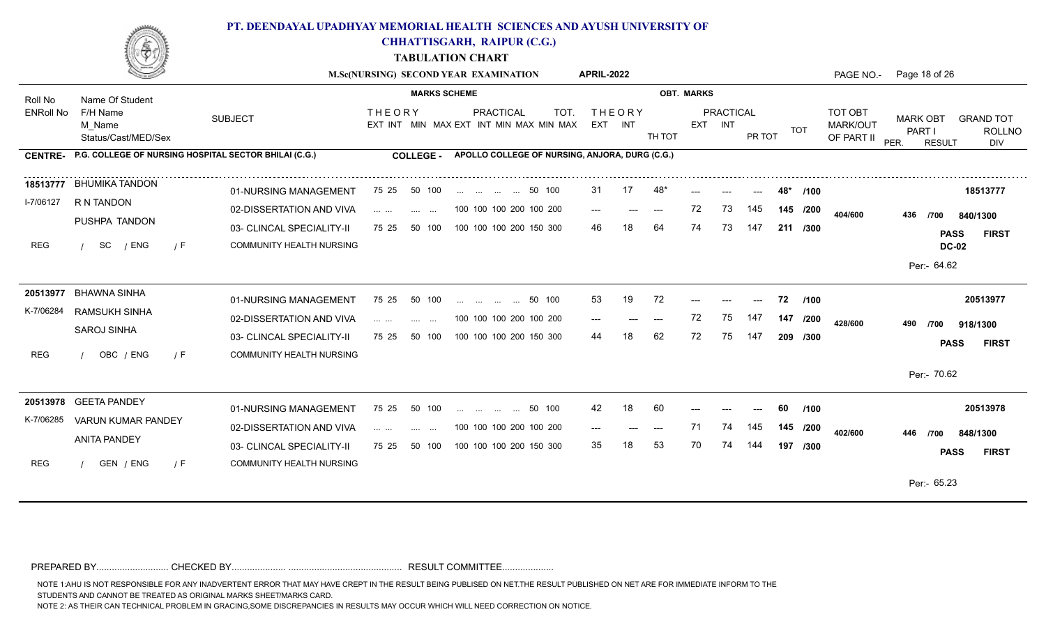# PT. DEENDAYAL UPADHYAY MEMORIAL HEALTH SCIENCES AND AYUSH UNIVERSITY OF CHHATTISGARH, RAIPUR (C.G.)

## TABULATION CHART

**M.Sc(NURSING) SECOND YEAR EXAMINATION** **APRIL-2022**

**CENTRE- P.G. COLLEGE OF NURSING HOSPITAL SECTOR BHILAI (C.G.)** **COLLEGE - APOLLO COLLEGE OF NURSING, ANJORA, DURG (C.G.)**

| Roll No / ENRoll No | Name Of Student / F/H Name / M_Name / Status/Cast/MED/Sex | SUBJECT | THEORY EXT INT MIN MAX | PRACTICAL EXT INT MIN MAX MIN MAX | TOT. | THEORY EXT | THEORY INT | TH TOT | PRACTICAL EXT | PRACTICAL INT | PR TOT | TOT | TOT OBT MARK/OUT OF PART II | MARK OBT PART I | GRAND TOT | RESULT / DIV |
|---|---|---|---|---|---|---|---|---|---|---|---|---|---|---|---|---|
| 18513777 | BHUMIKA TANDON | 01-NURSING MANAGEMENT | 75 25 50 100 | ... ... ... ... 50 100 | | 31 | 17 | 48* | --- | --- | --- | 48* /100 | 404/600 | 436 /700 | 840/1300 | 18513777 |
| I-7/06127 | R N TANDON | 02-DISSERTATION AND VIVA | ... ... .... ... | 100 100 100 200 100 200 | | --- | --- | --- | 72 | 73 | 145 | 145 /200 | | | | PASS FIRST |
| | PUSHPA TANDON | 03- CLINCAL SPECIALITY-II | 75 25 50 100 | 100 100 100 200 150 300 | | 46 | 18 | 64 | 74 | 73 | 147 | 211 /300 | | | | DC-02 |
| REG | / SC / ENG / F | COMMUNITY HEALTH NURSING | | | | | | | | | | | | | | Per:- 64.62 |
| 20513977 | BHAWNA SINHA | 01-NURSING MANAGEMENT | 75 25 50 100 | ... ... ... ... 50 100 | | 53 | 19 | 72 | --- | --- | --- | 72 /100 | 428/600 | 490 /700 | 918/1300 | 20513977 |
| K-7/06284 | RAMSUKH SINHA | 02-DISSERTATION AND VIVA | ... ... .... ... | 100 100 100 200 100 200 | | --- | --- | --- | 72 | 75 | 147 | 147 /200 | | | | PASS FIRST |
| | SAROJ SINHA | 03- CLINCAL SPECIALITY-II | 75 25 50 100 | 100 100 100 200 150 300 | | 44 | 18 | 62 | 72 | 75 | 147 | 209 /300 | | | | |
| REG | / OBC / ENG / F | COMMUNITY HEALTH NURSING | | | | | | | | | | | | | | Per:- 70.62 |
| 20513978 | GEETA PANDEY | 01-NURSING MANAGEMENT | 75 25 50 100 | ... ... ... ... 50 100 | | 42 | 18 | 60 | --- | --- | --- | 60 /100 | 402/600 | 446 /700 | 848/1300 | 20513978 |
| K-7/06285 | VARUN KUMAR PANDEY | 02-DISSERTATION AND VIVA | ... ... .... ... | 100 100 100 200 100 200 | | --- | --- | --- | 71 | 74 | 145 | 145 /200 | | | | PASS FIRST |
| | ANITA PANDEY | 03- CLINCAL SPECIALITY-II | 75 25 50 100 | 100 100 100 200 150 300 | | 35 | 18 | 53 | 70 | 74 | 144 | 197 /300 | | | | |
| REG | / GEN / ENG / F | COMMUNITY HEALTH NURSING | | | | | | | | | | | | | | Per:- 65.23 |

PREPARED BY........................... CHECKED BY..................... ........................................... RESULT COMMITTEE...................

NOTE 1:AHU IS NOT RESPONSIBLE FOR ANY INADVERTENT ERROR THAT MAY HAVE CREPT IN THE RESULT BEING PUBLISED ON NET.THE RESULT PUBLISHED ON NET ARE FOR IMMEDIATE INFORM TO THE STUDENTS AND CANNOT BE TREATED AS ORIGINAL MARKS SHEET/MARKS CARD.

NOTE 2: AS THEIR CAN TECHNICAL PROBLEM IN GRACING,SOME DISCREPANCIES IN RESULTS MAY OCCUR WHICH WILL NEED CORRECTION ON NOTICE.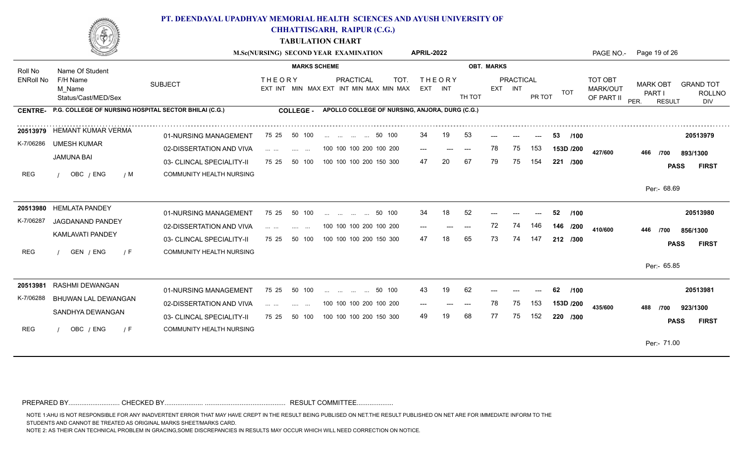# PT. DEENDAYAL UPADHYAY MEMORIAL HEALTH SCIENCES AND AYUSH UNIVERSITY OF CHHATTISGARH, RAIPUR (C.G.)

## TABULATION CHART

**M.Sc(NURSING) SECOND YEAR EXAMINATION** **APRIL-2022**

**CENTRE-** P.G. COLLEGE OF NURSING HOSPITAL SECTOR BHILAI (C.G.) **COLLEGE -** APOLLO COLLEGE OF NURSING, ANJORA, DURG (C.G.)

| Roll No / ENRoll No | Name Of Student / F/H Name / M_Name / Status/Cast/MED/Sex | SUBJECT | THEORY EXT INT MIN MAX | PRACTICAL EXT INT MIN MAX MIN MAX | TOT. | THEORY EXT | THEORY INT | TH TOT | PRACTICAL EXT | PRACTICAL INT | PR TOT | TOT | TOT OBT MARK/OUT OF PART II | MARK OBT PART I | GRAND TOT | RESULT / DIV |
|---|---|---|---|---|---|---|---|---|---|---|---|---|---|---|---|---|
| 20513979 | HEMANT KUMAR VERMA | 01-NURSING MANAGEMENT | 75 25 50 100 | ... ... ... ... | 50 100 | 34 | 19 | 53 | --- | --- | --- | 53 /100 | 427/600 | 466 /700 | 893/1300 | 20513979 |
| K-7/06286 | UMESH KUMAR | 02-DISSERTATION AND VIVA | ... ... .... ... | 100 100 100 200 | 100 200 | --- | --- | --- | 78 | 75 | 153 | 153D /200 | | | | PASS FIRST |
| | JAMUNA BAI | 03- CLINCAL SPECIALITY-II | 75 25 50 100 | 100 100 100 200 | 150 300 | 47 | 20 | 67 | 79 | 75 | 154 | 221 /300 | | | | |
| REG | / OBC / ENG / M | COMMUNITY HEALTH NURSING | | | | | | | | | | | | Per:- 68.69 | | |
| 20513980 | HEMLATA PANDEY | 01-NURSING MANAGEMENT | 75 25 50 100 | ... ... ... ... | 50 100 | 34 | 18 | 52 | --- | --- | --- | 52 /100 | 410/600 | 446 /700 | 856/1300 | 20513980 |
| K-7/06287 | JAGDANAND PANDEY | 02-DISSERTATION AND VIVA | ... ... .... ... | 100 100 100 200 | 100 200 | --- | --- | --- | 72 | 74 | 146 | 146 /200 | | | | PASS FIRST |
| | KAMLAVATI PANDEY | 03- CLINCAL SPECIALITY-II | 75 25 50 100 | 100 100 100 200 | 150 300 | 47 | 18 | 65 | 73 | 74 | 147 | 212 /300 | | | | |
| REG | / GEN / ENG / F | COMMUNITY HEALTH NURSING | | | | | | | | | | | | Per:- 65.85 | | |
| 20513981 | RASHMI DEWANGAN | 01-NURSING MANAGEMENT | 75 25 50 100 | ... ... ... ... | 50 100 | 43 | 19 | 62 | --- | --- | --- | 62 /100 | 435/600 | 488 /700 | 923/1300 | 20513981 |
| K-7/06288 | BHUWAN LAL DEWANGAN | 02-DISSERTATION AND VIVA | ... ... .... ... | 100 100 100 200 | 100 200 | --- | --- | --- | 78 | 75 | 153 | 153D /200 | | | | PASS FIRST |
| | SANDHYA DEWANGAN | 03- CLINCAL SPECIALITY-II | 75 25 50 100 | 100 100 100 200 | 150 300 | 49 | 19 | 68 | 77 | 75 | 152 | 220 /300 | | | | |
| REG | / OBC / ENG / F | COMMUNITY HEALTH NURSING | | | | | | | | | | | | Per:- 71.00 | | |

PREPARED BY.......................... CHECKED BY..................... ........................................... RESULT COMMITTEE...................

NOTE 1:AHU IS NOT RESPONSIBLE FOR ANY INADVERTENT ERROR THAT MAY HAVE CREPT IN THE RESULT BEING PUBLISED ON NET.THE RESULT PUBLISHED ON NET ARE FOR IMMEDIATE INFORM TO THE STUDENTS AND CANNOT BE TREATED AS ORIGINAL MARKS SHEET/MARKS CARD.

NOTE 2: AS THEIR CAN TECHNICAL PROBLEM IN GRACING,SOME DISCREPANCIES IN RESULTS MAY OCCUR WHICH WILL NEED CORRECTION ON NOTICE.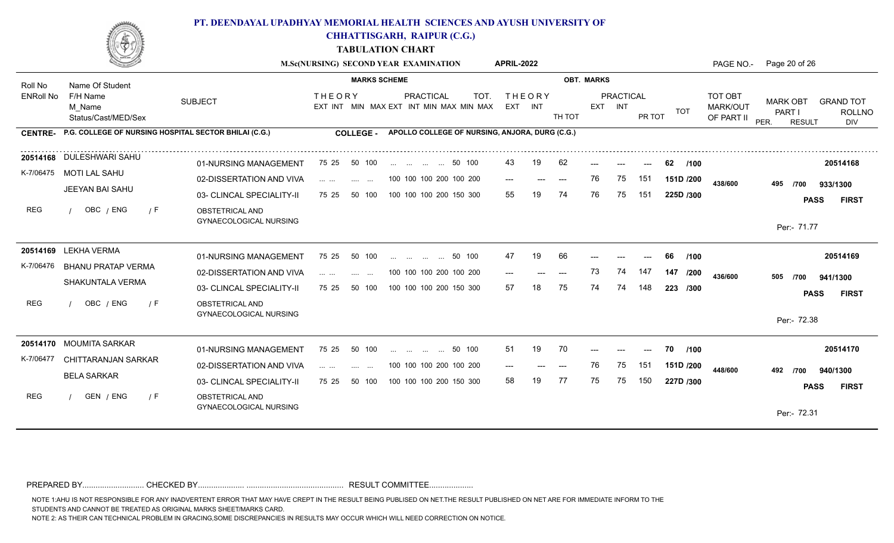# PT. DEENDAYAL UPADHYAY MEMORIAL HEALTH SCIENCES AND AYUSH UNIVERSITY OF CHHATTISGARH, RAIPUR (C.G.)

## TABULATION CHART

**M.Sc(NURSING) SECOND YEAR EXAMINATION** APRIL-2022

**CENTRE-** P.G. COLLEGE OF NURSING HOSPITAL SECTOR BHILAI (C.G.) **COLLEGE -** APOLLO COLLEGE OF NURSING, ANJORA, DURG (C.G.)

| Roll No / ENRoll No | Name Of Student / F/H Name / M_Name / Status/Cast/MED/Sex | SUBJECT | THEORY EXT INT | MIN | MAX | PRACTICAL EXT INT MIN MAX MIN MAX | TOT. | THEORY EXT | INT | TH TOT | PRACTICAL EXT | INT | PR TOT | TOT | TOT OBT MARK/OUT OF PART II | MARK OBT PART I | GRAND TOT | RESULT / DIV / PER. |
|---|---|---|---|---|---|---|---|---|---|---|---|---|---|---|---|---|---|---|
| 20514168 | DULESHWARI SAHU | 01-NURSING MANAGEMENT | 75 25 | 50 | 100 | ... ... ... ... | 50 100 | 43 | 19 | 62 | --- | --- | --- | 62 /100 | 438/600 | 495 /700 | 933/1300 | 20514168 |
| K-7/06475 | MOTI LAL SAHU | 02-DISSERTATION AND VIVA | ... ... | .... | ... | 100 100 100 200 100 200 | | --- | --- | --- | 76 | 75 | 151 | 151D /200 | | | | PASS FIRST |
| | JEEYAN BAI SAHU | 03- CLINCAL SPECIALITY-II | 75 25 | 50 | 100 | 100 100 100 200 150 300 | | 55 | 19 | 74 | 76 | 75 | 151 | 225D /300 | | | | |
| REG | / OBC / ENG / F | OBSTETRICAL AND GYNAECOLOGICAL NURSING | | | | | | | | | | | | | | | | Per:- 71.77 |
| 20514169 | LEKHA VERMA | 01-NURSING MANAGEMENT | 75 25 | 50 | 100 | ... ... ... ... | 50 100 | 47 | 19 | 66 | --- | --- | --- | 66 /100 | 436/600 | 505 /700 | 941/1300 | 20514169 |
| K-7/06476 | BHANU PRATAP VERMA | 02-DISSERTATION AND VIVA | ... ... | .... | ... | 100 100 100 200 100 200 | | --- | --- | --- | 73 | 74 | 147 | 147 /200 | | | | PASS FIRST |
| | SHAKUNTALA VERMA | 03- CLINCAL SPECIALITY-II | 75 25 | 50 | 100 | 100 100 100 200 150 300 | | 57 | 18 | 75 | 74 | 74 | 148 | 223 /300 | | | | |
| REG | / OBC / ENG / F | OBSTETRICAL AND GYNAECOLOGICAL NURSING | | | | | | | | | | | | | | | | Per:- 72.38 |
| 20514170 | MOUMITA SARKAR | 01-NURSING MANAGEMENT | 75 25 | 50 | 100 | ... ... ... ... | 50 100 | 51 | 19 | 70 | --- | --- | --- | 70 /100 | 448/600 | 492 /700 | 940/1300 | 20514170 |
| K-7/06477 | CHITTARANJAN SARKAR | 02-DISSERTATION AND VIVA | ... ... | .... | ... | 100 100 100 200 100 200 | | --- | --- | --- | 76 | 75 | 151 | 151D /200 | | | | PASS FIRST |
| | BELA SARKAR | 03- CLINCAL SPECIALITY-II | 75 25 | 50 | 100 | 100 100 100 200 150 300 | | 58 | 19 | 77 | 75 | 75 | 150 | 227D /300 | | | | |
| REG | / GEN / ENG / F | OBSTETRICAL AND GYNAECOLOGICAL NURSING | | | | | | | | | | | | | | | | Per:- 72.31 |

PREPARED BY........................... CHECKED BY..................... ........................................... RESULT COMMITTEE....................

NOTE 1:AHU IS NOT RESPONSIBLE FOR ANY INADVERTENT ERROR THAT MAY HAVE CREPT IN THE RESULT BEING PUBLISED ON NET.THE RESULT PUBLISHED ON NET ARE FOR IMMEDIATE INFORM TO THE STUDENTS AND CANNOT BE TREATED AS ORIGINAL MARKS SHEET/MARKS CARD.

NOTE 2: AS THEIR CAN TECHNICAL PROBLEM IN GRACING,SOME DISCREPANCIES IN RESULTS MAY OCCUR WHICH WILL NEED CORRECTION ON NOTICE.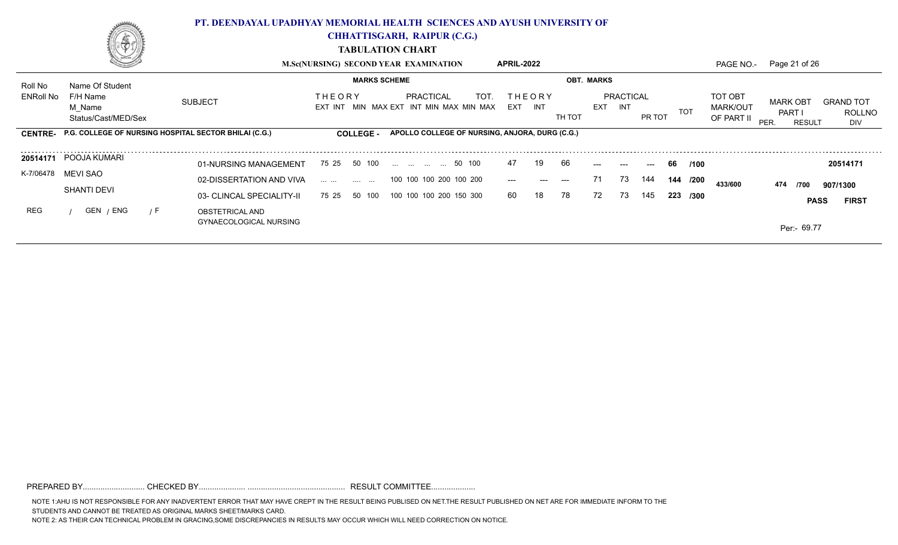# PT. DEENDAYAL UPADHYAY MEMORIAL HEALTH SCIENCES AND AYUSH UNIVERSITY OF CHHATTISGARH, RAIPUR (C.G.)

## TABULATION CHART

**M.Sc(NURSING) SECOND YEAR EXAMINATION** **APRIL-2022**

| Roll No / ENRoll No | Name Of Student / F/H Name / M_Name / Status/Cast/MED/Sex | SUBJECT | THEORY EXT INT MIN MAX | PRACTICAL EXT INT MIN MAX MIN MAX | TOT. | THEORY EXT | THEORY INT | TH TOT | PRACTICAL EXT | PRACTICAL INT | PR TOT | TOT | TOT OBT MARK/OUT OF PART II | MARK OBT PART I PER. RESULT | GRAND TOT ROLLNO DIV |
|---|---|---|---|---|---|---|---|---|---|---|---|---|---|---|---|
| | | | **MARKS SCHEME** | | | **OBT. MARKS** | | | | | | | | | |

**CENTRE- P.G. COLLEGE OF NURSING HOSPITAL SECTOR BHILAI (C.G.)** **COLLEGE - APOLLO COLLEGE OF NURSING, ANJORA, DURG (C.G.)**

| Roll No / ENRoll No | Name / F/H Name / M_Name / Status | SUBJECT | THEORY | PRACTICAL | TOT. | TH EXT | TH INT | TH TOT | PR EXT | PR INT | PR TOT | TOT | TOT OBT | MARK OBT PART I | GRAND TOT |
|---|---|---|---|---|---|---|---|---|---|---|---|---|---|---|---|
| 20514171 | POOJA KUMARI | 01-NURSING MANAGEMENT | 75 25 50 100 | ... ... ... ... | 50 100 | 47 | 19 | 66 | --- | --- | --- | 66 /100 | | | 20514171 |
| K-7/06478 | MEVI SAO | 02-DISSERTATION AND VIVA | ... ... .... ... | 100 100 100 200 | 100 200 | --- | --- | --- | 71 | 73 | 144 | 144 /200 | 433/600 | 474 /700 | 907/1300 |
| | SHANTI DEVI | 03- CLINCAL SPECIALITY-II OBSTETRICAL AND GYNAECOLOGICAL NURSING | 75 25 50 100 | 100 100 100 200 | 150 300 | 60 | 18 | 78 | 72 | 73 | 145 | 223 /300 | | PASS | FIRST |
| REG | / GEN / ENG / F | | | | | | | | | | | | | Per:- 69.77 | |

PREPARED BY............................ CHECKED BY..................... ............................................ RESULT COMMITTEE....................

NOTE 1:AHU IS NOT RESPONSIBLE FOR ANY INADVERTENT ERROR THAT MAY HAVE CREPT IN THE RESULT BEING PUBLISED ON NET.THE RESULT PUBLISHED ON NET ARE FOR IMMEDIATE INFORM TO THE STUDENTS AND CANNOT BE TREATED AS ORIGINAL MARKS SHEET/MARKS CARD.
NOTE 2: AS THEIR CAN TECHNICAL PROBLEM IN GRACING,SOME DISCREPANCIES IN RESULTS MAY OCCUR WHICH WILL NEED CORRECTION ON NOTICE.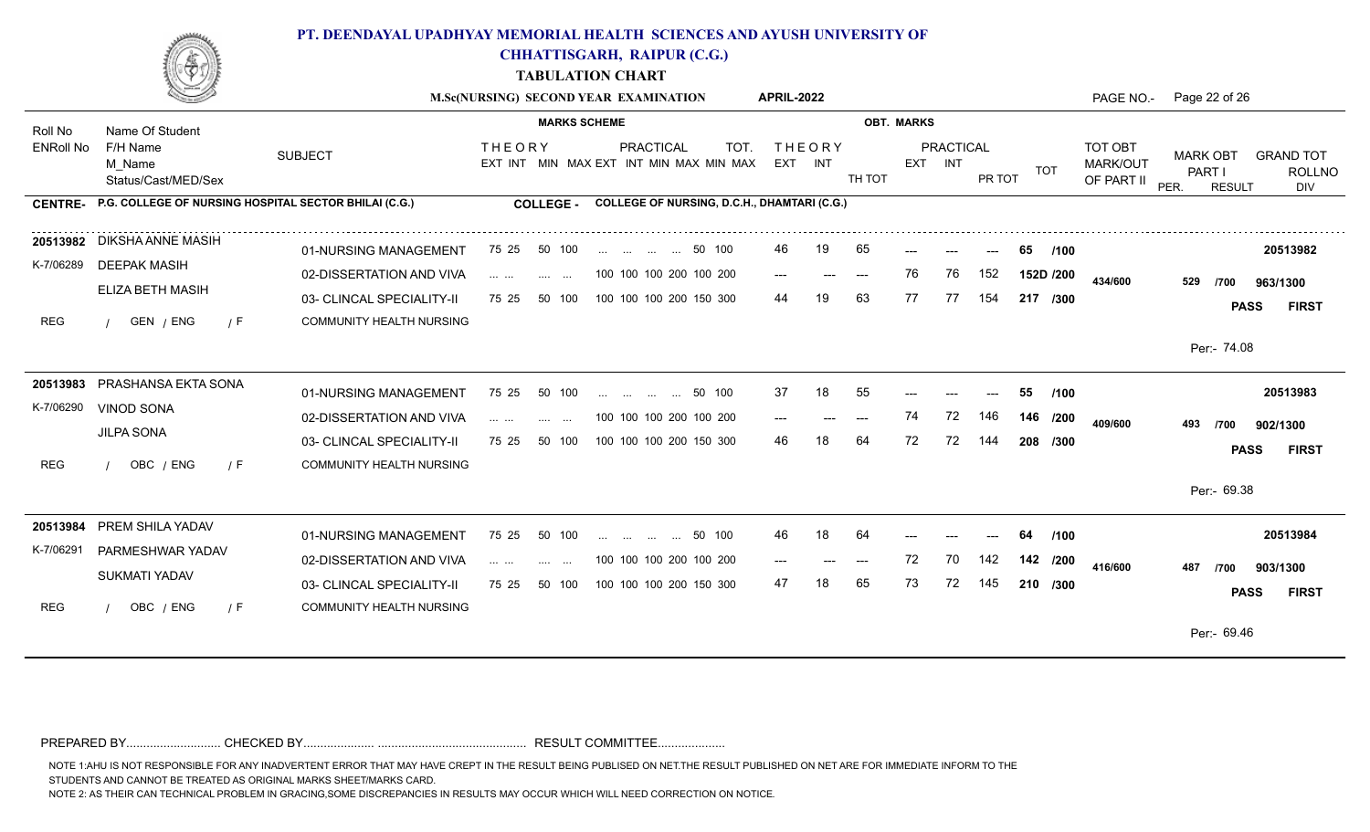# PT. DEENDAYAL UPADHYAY MEMORIAL HEALTH SCIENCES AND AYUSH UNIVERSITY OF CHHATTISGARH, RAIPUR (C.G.)

## TABULATION CHART

**M.Sc(NURSING) SECOND YEAR EXAMINATION** — **APRIL-2022** — PAGE NO.- Page 22 of 26

**CENTRE-** P.G. COLLEGE OF NURSING HOSPITAL SECTOR BHILAI (C.G.) — **COLLEGE -** COLLEGE OF NURSING, D.C.H., DHAMTARI (C.G.)

| Roll No / ENRoll No | Name Of Student / F/H Name / M_Name / Status/Cast/MED/Sex | SUBJECT | THEORY EXT INT MIN MAX | PRACTICAL EXT INT MIN MAX MIN MAX | TOT. | THEORY EXT | THEORY INT | TH TOT | PRACTICAL EXT | PRACTICAL INT | PR TOT | TOT | TOT OBT MARK/OUT OF PART II | MARK OBT PART I PER. | GRAND TOT RESULT | ROLLNO DIV |
|---|---|---|---|---|---|---|---|---|---|---|---|---|---|---|---|---|
| 20513982 / K-7/06289 | DIKSHA ANNE MASIH / DEEPAK MASIH / ELIZA BETH MASIH / REG / GEN / ENG / F | 01-NURSING MANAGEMENT | 75 25 50 100 | ... ... ... ... | 50 100 | 46 | 19 | 65 | --- | --- | --- | 65 /100 | 434/600 | 529 /700 | 963/1300 PASS | 20513982 FIRST |
| | | 02-DISSERTATION AND VIVA | ... ... .... ... | 100 100 100 200 | 100 200 | --- | --- | --- | 76 | 76 | 152 | 152D /200 | | Per:- 74.08 | | |
| | | 03- CLINCAL SPECIALITY-II COMMUNITY HEALTH NURSING | 75 25 50 100 | 100 100 100 200 | 150 300 | 44 | 19 | 63 | 77 | 77 | 154 | 217 /300 | | | | |
| 20513983 / K-7/06290 | PRASHANSA EKTA SONA / VINOD SONA / JILPA SONA / REG / OBC / ENG / F | 01-NURSING MANAGEMENT | 75 25 50 100 | ... ... ... ... | 50 100 | 37 | 18 | 55 | --- | --- | --- | 55 /100 | 409/600 | 493 /700 | 902/1300 PASS | 20513983 FIRST |
| | | 02-DISSERTATION AND VIVA | ... ... .... ... | 100 100 100 200 | 100 200 | --- | --- | --- | 74 | 72 | 146 | 146 /200 | | Per:- 69.38 | | |
| | | 03- CLINCAL SPECIALITY-II COMMUNITY HEALTH NURSING | 75 25 50 100 | 100 100 100 200 | 150 300 | 46 | 18 | 64 | 72 | 72 | 144 | 208 /300 | | | | |
| 20513984 / K-7/06291 | PREM SHILA YADAV / PARMESHWAR YADAV / SUKMATI YADAV / REG / OBC / ENG / F | 01-NURSING MANAGEMENT | 75 25 50 100 | ... ... ... ... | 50 100 | 46 | 18 | 64 | --- | --- | --- | 64 /100 | 416/600 | 487 /700 | 903/1300 PASS | 20513984 FIRST |
| | | 02-DISSERTATION AND VIVA | ... ... .... ... | 100 100 100 200 | 100 200 | --- | --- | --- | 72 | 70 | 142 | 142 /200 | | Per:- 69.46 | | |
| | | 03- CLINCAL SPECIALITY-II COMMUNITY HEALTH NURSING | 75 25 50 100 | 100 100 100 200 | 150 300 | 47 | 18 | 65 | 73 | 72 | 145 | 210 /300 | | | | |

PREPARED BY........................... CHECKED BY..................... ........................................... RESULT COMMITTEE...................

NOTE 1:AHU IS NOT RESPONSIBLE FOR ANY INADVERTENT ERROR THAT MAY HAVE CREPT IN THE RESULT BEING PUBLISED ON NET.THE RESULT PUBLISHED ON NET ARE FOR IMMEDIATE INFORM TO THE STUDENTS AND CANNOT BE TREATED AS ORIGINAL MARKS SHEET/MARKS CARD.

NOTE 2: AS THEIR CAN TECHNICAL PROBLEM IN GRACING,SOME DISCREPANCIES IN RESULTS MAY OCCUR WHICH WILL NEED CORRECTION ON NOTICE.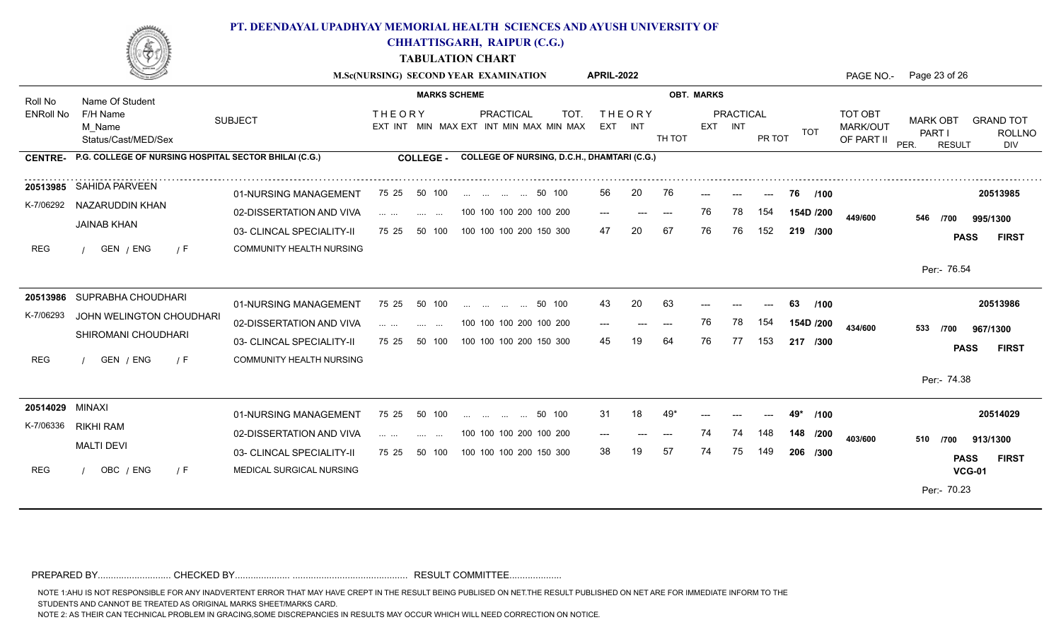# PT. DEENDAYAL UPADHYAY MEMORIAL HEALTH SCIENCES AND AYUSH UNIVERSITY OF CHHATTISGARH, RAIPUR (C.G.)

**TABULATION CHART**

**M.Sc(NURSING) SECOND YEAR EXAMINATION** **APRIL-2022**

**CENTRE-** P.G. COLLEGE OF NURSING HOSPITAL SECTOR BHILAI (C.G.) **COLLEGE -** COLLEGE OF NURSING, D.C.H., DHAMTARI (C.G.)

| Roll No / ENRoll No | Name Of Student / F/H Name / M_Name / Status/Cast/MED/Sex | SUBJECT | THEORY EXT INT MIN MAX | PRACTICAL EXT INT MIN MAX MIN MAX | THEORY EXT | THEORY INT | TH TOT | PRACTICAL EXT | PRACTICAL INT | PR TOT | TOT | TOT OBT MARK/OUT OF PART II | MARK OBT PART I | GRAND TOT | RESULT |
|---|---|---|---|---|---|---|---|---|---|---|---|---|---|---|---|
| 20513985 / K-7/06292 | SAHIDA PARVEEN / NAZARUDDIN KHAN / JAINAB KHAN / REG / GEN / ENG / F | 01-NURSING MANAGEMENT | 75 25 50 100 | ... ... ... ... 50 100 | 56 | 20 | 76 | --- | --- | --- | 76 /100 | 449/600 | 546 /700 | 995/1300 | PASS FIRST |
| | | 02-DISSERTATION AND VIVA | ... ... .... ... | 100 100 100 200 100 200 | --- | --- | --- | 76 | 78 | 154 | 154D /200 | | | | |
| | | 03- CLINCAL SPECIALITY-II COMMUNITY HEALTH NURSING | 75 25 50 100 | 100 100 100 200 150 300 | 47 | 20 | 67 | 76 | 76 | 152 | 219 /300 | | | | Per:- 76.54 |
| 20513986 / K-7/06293 | SUPRABHA CHOUDHARI / JOHN WELINGTON CHOUDHARI / SHIROMANI CHOUDHARI / REG / GEN / ENG / F | 01-NURSING MANAGEMENT | 75 25 50 100 | ... ... ... ... 50 100 | 43 | 20 | 63 | --- | --- | --- | 63 /100 | 434/600 | 533 /700 | 967/1300 | PASS FIRST |
| | | 02-DISSERTATION AND VIVA | ... ... .... ... | 100 100 100 200 100 200 | --- | --- | --- | 76 | 78 | 154 | 154D /200 | | | | |
| | | 03- CLINCAL SPECIALITY-II COMMUNITY HEALTH NURSING | 75 25 50 100 | 100 100 100 200 150 300 | 45 | 19 | 64 | 76 | 77 | 153 | 217 /300 | | | | Per:- 74.38 |
| 20514029 / K-7/06336 | MINAXI / RIKHI RAM / MALTI DEVI / REG / OBC / ENG / F | 01-NURSING MANAGEMENT | 75 25 50 100 | ... ... ... ... 50 100 | 31 | 18 | 49* | --- | --- | --- | 49* /100 | 403/600 | 510 /700 | 913/1300 | PASS FIRST VCG-01 |
| | | 02-DISSERTATION AND VIVA | ... ... .... ... | 100 100 100 200 100 200 | --- | --- | --- | 74 | 74 | 148 | 148 /200 | | | | |
| | | 03- CLINCAL SPECIALITY-II MEDICAL SURGICAL NURSING | 75 25 50 100 | 100 100 100 200 150 300 | 38 | 19 | 57 | 74 | 75 | 149 | 206 /300 | | | | Per:- 70.23 |

PREPARED BY........................... CHECKED BY..................... ............................................ RESULT COMMITTEE....................

NOTE 1:AHU IS NOT RESPONSIBLE FOR ANY INADVERTENT ERROR THAT MAY HAVE CREPT IN THE RESULT BEING PUBLISED ON NET.THE RESULT PUBLISHED ON NET ARE FOR IMMEDIATE INFORM TO THE STUDENTS AND CANNOT BE TREATED AS ORIGINAL MARKS SHEET/MARKS CARD.

NOTE 2: AS THEIR CAN TECHNICAL PROBLEM IN GRACING,SOME DISCREPANCIES IN RESULTS MAY OCCUR WHICH WILL NEED CORRECTION ON NOTICE.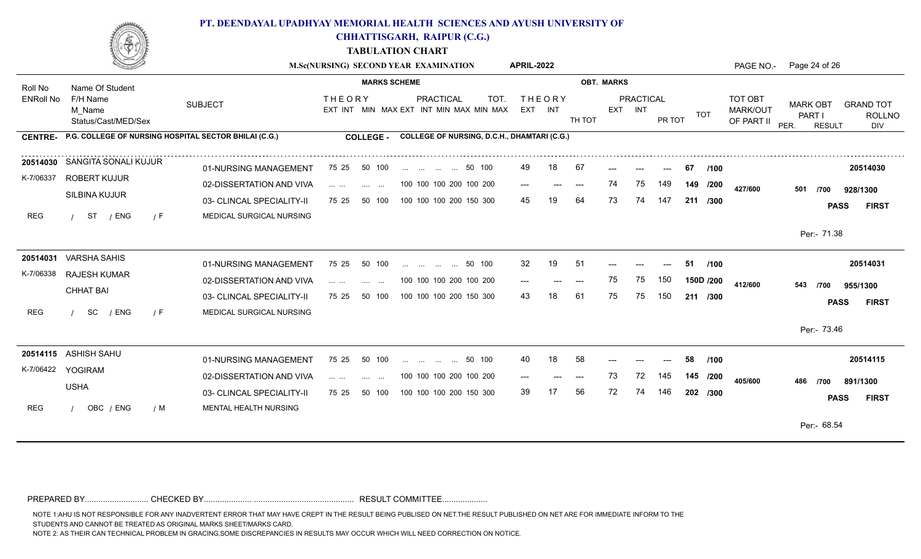# PT. DEENDAYAL UPADHYAY MEMORIAL HEALTH SCIENCES AND AYUSH UNIVERSITY OF CHHATTISGARH, RAIPUR (C.G.)

## TABULATION CHART

**M.Sc(NURSING) SECOND YEAR EXAMINATION** — **APRIL-2022**

**CENTRE-** P.G. COLLEGE OF NURSING HOSPITAL SECTOR BHILAI (C.G.) — **COLLEGE -** COLLEGE OF NURSING, D.C.H., DHAMTARI (C.G.)

| Roll No / ENRoll No | Name Of Student / F/H Name / M_Name / Status/Cast/MED/Sex | SUBJECT | THEORY (EXT INT MIN MAX) | PRACTICAL (EXT INT MIN MAX MIN MAX) | TOT. | THEORY EXT | THEORY INT | TH TOT | PRACTICAL EXT | PRACTICAL INT | PR TOT | TOT | TOT OBT MARK/OUT OF PART II | MARK OBT PART I | GRAND TOT | RESULT / DIV / PER. |
|---|---|---|---|---|---|---|---|---|---|---|---|---|---|---|---|---|
| 20514030 | SANGITA SONALI KUJUR | 01-NURSING MANAGEMENT | 75 25 50 100 | ... ... ... ... | 50 100 | 49 | 18 | 67 | --- | --- | --- | 67 /100 | | | | 20514030 |
| K-7/06337 | ROBERT KUJUR | 02-DISSERTATION AND VIVA | ... ... .... ... | 100 100 100 200 | 100 200 | --- | --- | --- | 74 | 75 | 149 | 149 /200 | 427/600 | 501 /700 | 928/1300 | |
| | SILBINA KUJUR | 03- CLINCAL SPECIALITY-II | 75 25 50 100 | 100 100 100 200 | 150 300 | 45 | 19 | 64 | 73 | 74 | 147 | 211 /300 | | | | PASS FIRST |
| REG | / ST / ENG / F | MEDICAL SURGICAL NURSING | | | | | | | | | | | | | | Per:- 71.38 |
| 20514031 | VARSHA SAHIS | 01-NURSING MANAGEMENT | 75 25 50 100 | ... ... ... ... | 50 100 | 32 | 19 | 51 | --- | --- | --- | 51 /100 | | | | 20514031 |
| K-7/06338 | RAJESH KUMAR | 02-DISSERTATION AND VIVA | ... ... .... ... | 100 100 100 200 | 100 200 | --- | --- | --- | 75 | 75 | 150 | 150D /200 | 412/600 | 543 /700 | 955/1300 | |
| | CHHAT BAI | 03- CLINCAL SPECIALITY-II | 75 25 50 100 | 100 100 100 200 | 150 300 | 43 | 18 | 61 | 75 | 75 | 150 | 211 /300 | | | | PASS FIRST |
| REG | / SC / ENG / F | MEDICAL SURGICAL NURSING | | | | | | | | | | | | | | Per:- 73.46 |
| 20514115 | ASHISH SAHU | 01-NURSING MANAGEMENT | 75 25 50 100 | ... ... ... ... | 50 100 | 40 | 18 | 58 | --- | --- | --- | 58 /100 | | | | 20514115 |
| K-7/06422 | YOGIRAM | 02-DISSERTATION AND VIVA | ... ... .... ... | 100 100 100 200 | 100 200 | --- | --- | --- | 73 | 72 | 145 | 145 /200 | 405/600 | 486 /700 | 891/1300 | |
| | USHA | 03- CLINCAL SPECIALITY-II | 75 25 50 100 | 100 100 100 200 | 150 300 | 39 | 17 | 56 | 72 | 74 | 146 | 202 /300 | | | | PASS FIRST |
| REG | / OBC / ENG / M | MENTAL HEALTH NURSING | | | | | | | | | | | | | | Per:- 68.54 |

PREPARED BY.......................... CHECKED BY.................... ........................................... RESULT COMMITTEE...................

NOTE 1:AHU IS NOT RESPONSIBLE FOR ANY INADVERTENT ERROR THAT MAY HAVE CREPT IN THE RESULT BEING PUBLISED ON NET.THE RESULT PUBLISHED ON NET ARE FOR IMMEDIATE INFORM TO THE STUDENTS AND CANNOT BE TREATED AS ORIGINAL MARKS SHEET/MARKS CARD.

NOTE 2: AS THEIR CAN TECHNICAL PROBLEM IN GRACING,SOME DISCREPANCIES IN RESULTS MAY OCCUR WHICH WILL NEED CORRECTION ON NOTICE.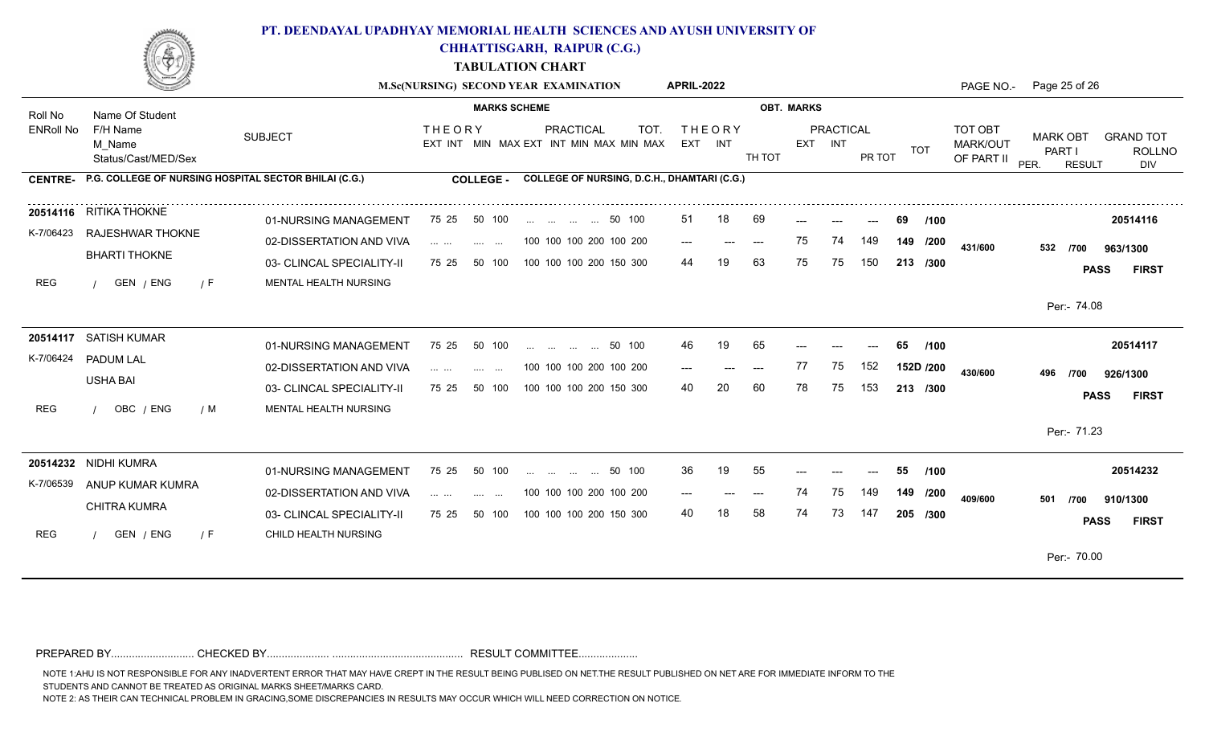# PT. DEENDAYAL UPADHYAY MEMORIAL HEALTH SCIENCES AND AYUSH UNIVERSITY OF CHHATTISGARH, RAIPUR (C.G.)

## TABULATION CHART

**M.Sc(NURSING) SECOND YEAR EXAMINATION APRIL-2022**

**CENTRE- P.G. COLLEGE OF NURSING HOSPITAL SECTOR BHILAI (C.G.)**

**COLLEGE - COLLEGE OF NURSING, D.C.H., DHAMTARI (C.G.)**

| Roll No / ENRoll No | Name Of Student / F/H Name / M_Name / Status/Cast/MED/Sex | SUBJECT | THEORY EXT INT MIN MAX | PRACTICAL EXT INT MIN MAX MIN MAX | TOT. | THEORY EXT | THEORY INT | TH TOT | PRACTICAL EXT | PRACTICAL INT | PR TOT | TOT | TOT OBT MARK/OUT OF PART II | MARK OBT PART I | GRAND TOT | RESULT / PER. |
|---|---|---|---|---|---|---|---|---|---|---|---|---|---|---|---|---|
| 20514116 / K-7/06423 | RITIKA THOKNE / RAJESHWAR THOKNE / BHARTI THOKNE / REG / GEN / ENG / F | 01-NURSING MANAGEMENT | 75 25 50 100 | ... ... ... ... 50 | 100 | 51 | 18 | 69 | --- | --- | --- | 69 /100 | 431/600 | 532 /700 | 963/1300 | PASS FIRST / Per:- 74.08 |
| | | 02-DISSERTATION AND VIVA | ... ... .... ... | 100 100 100 200 100 | 200 | --- | --- | --- | 75 | 74 | 149 | 149 /200 | | | | |
| | | 03- CLINCAL SPECIALITY-II MENTAL HEALTH NURSING | 75 25 50 100 | 100 100 100 200 150 | 300 | 44 | 19 | 63 | 75 | 75 | 150 | 213 /300 | | | | |
| 20514117 / K-7/06424 | SATISH KUMAR / PADUM LAL / USHA BAI / REG / OBC / ENG / M | 01-NURSING MANAGEMENT | 75 25 50 100 | ... ... ... ... 50 | 100 | 46 | 19 | 65 | --- | --- | --- | 65 /100 | 430/600 | 496 /700 | 926/1300 | PASS FIRST / Per:- 71.23 |
| | | 02-DISSERTATION AND VIVA | ... ... .... ... | 100 100 100 200 100 | 200 | --- | --- | --- | 77 | 75 | 152 | 152D /200 | | | | |
| | | 03- CLINCAL SPECIALITY-II MENTAL HEALTH NURSING | 75 25 50 100 | 100 100 100 200 150 | 300 | 40 | 20 | 60 | 78 | 75 | 153 | 213 /300 | | | | |
| 20514232 / K-7/06539 | NIDHI KUMRA / ANUP KUMAR KUMRA / CHITRA KUMRA / REG / GEN / ENG / F | 01-NURSING MANAGEMENT | 75 25 50 100 | ... ... ... ... 50 | 100 | 36 | 19 | 55 | --- | --- | --- | 55 /100 | 409/600 | 501 /700 | 910/1300 | PASS FIRST / Per:- 70.00 |
| | | 02-DISSERTATION AND VIVA | ... ... .... ... | 100 100 100 200 100 | 200 | --- | --- | --- | 74 | 75 | 149 | 149 /200 | | | | |
| | | 03- CLINCAL SPECIALITY-II CHILD HEALTH NURSING | 75 25 50 100 | 100 100 100 200 150 | 300 | 40 | 18 | 58 | 74 | 73 | 147 | 205 /300 | | | | |

PREPARED BY............................ CHECKED BY..................... ............................................ RESULT COMMITTEE....................

NOTE 1:AHU IS NOT RESPONSIBLE FOR ANY INADVERTENT ERROR THAT MAY HAVE CREPT IN THE RESULT BEING PUBLISED ON NET.THE RESULT PUBLISHED ON NET ARE FOR IMMEDIATE INFORM TO THE STUDENTS AND CANNOT BE TREATED AS ORIGINAL MARKS SHEET/MARKS CARD.

NOTE 2: AS THEIR CAN TECHNICAL PROBLEM IN GRACING,SOME DISCREPANCIES IN RESULTS MAY OCCUR WHICH WILL NEED CORRECTION ON NOTICE.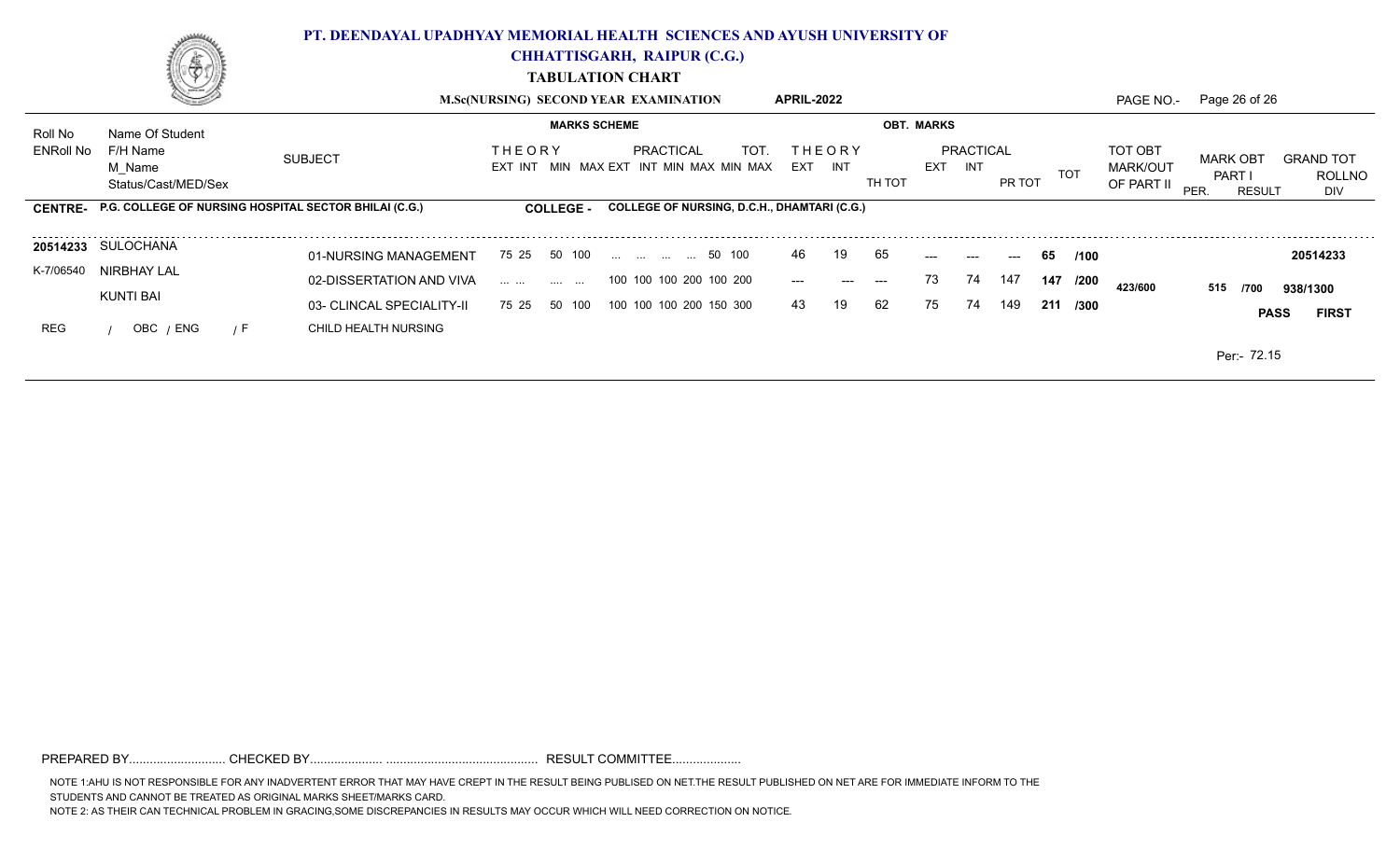# PT. DEENDAYAL UPADHYAY MEMORIAL HEALTH SCIENCES AND AYUSH UNIVERSITY OF CHHATTISGARH, RAIPUR (C.G.)

## TABULATION CHART

**M.Sc(NURSING) SECOND YEAR EXAMINATION** **APRIL-2022**

PAGE NO.- Page 26 of 26

| Roll No / ENRoll No | Name Of Student / F/H Name / M_Name / Status/Cast/MED/Sex | SUBJECT | MARKS SCHEME THEORY EXT INT MIN MAX | PRACTICAL EXT INT MIN MAX | TOT. MIN MAX | OBT. MARKS THEORY EXT | INT | TH TOT | PRACTICAL EXT | INT | PR TOT | TOT | TOT OBT MARK/OUT OF PART II | MARK OBT PART I PER. RESULT | GRAND TOT ROLLNO DIV |
|---|---|---|---|---|---|---|---|---|---|---|---|---|---|---|---|
| | | | | | | | | | | | | | | | |

**CENTRE- P.G. COLLEGE OF NURSING HOSPITAL SECTOR BHILAI (C.G.)** **COLLEGE - COLLEGE OF NURSING, D.C.H., DHAMTARI (C.G.)**

| Roll No / ENRoll No | Name | SUBJECT | THEORY EXT INT MIN MAX | PRACTICAL EXT INT MIN MAX | TOT. MIN MAX | TH EXT | TH INT | TH TOT | PR EXT | PR INT | PR TOT | TOT | TOT OBT | PART I / RESULT | GRAND TOT |
|---|---|---|---|---|---|---|---|---|---|---|---|---|---|---|---|
| 20514233 | SULOCHANA | 01-NURSING MANAGEMENT | 75 25 50 100 | ... ... ... ... | 50 100 | 46 | 19 | 65 | --- | --- | --- | 65 /100 | | | 20514233 |
| K-7/06540 | NIRBHAY LAL | 02-DISSERTATION AND VIVA | ... ... .... ... | 100 100 100 200 | 100 200 | --- | --- | --- | 73 | 74 | 147 | 147 /200 | 423/600 | 515 /700 | 938/1300 |
| | KUNTI BAI | 03- CLINCAL SPECIALITY-II | 75 25 50 100 | 100 100 100 200 | 150 300 | 43 | 19 | 62 | 75 | 74 | 149 | 211 /300 | | PASS | FIRST |
| REG | / OBC / ENG / F | CHILD HEALTH NURSING | | | | | | | | | | | | | |
| | | | | | | | | | | | | | | Per:- 72.15 | |

PREPARED BY.......................... CHECKED BY.................... ........................................ RESULT COMMITTEE...................

NOTE 1:AHU IS NOT RESPONSIBLE FOR ANY INADVERTENT ERROR THAT MAY HAVE CREPT IN THE RESULT BEING PUBLISED ON NET.THE RESULT PUBLISHED ON NET ARE FOR IMMEDIATE INFORM TO THE STUDENTS AND CANNOT BE TREATED AS ORIGINAL MARKS SHEET/MARKS CARD.

NOTE 2: AS THEIR CAN TECHNICAL PROBLEM IN GRACING,SOME DISCREPANCIES IN RESULTS MAY OCCUR WHICH WILL NEED CORRECTION ON NOTICE.